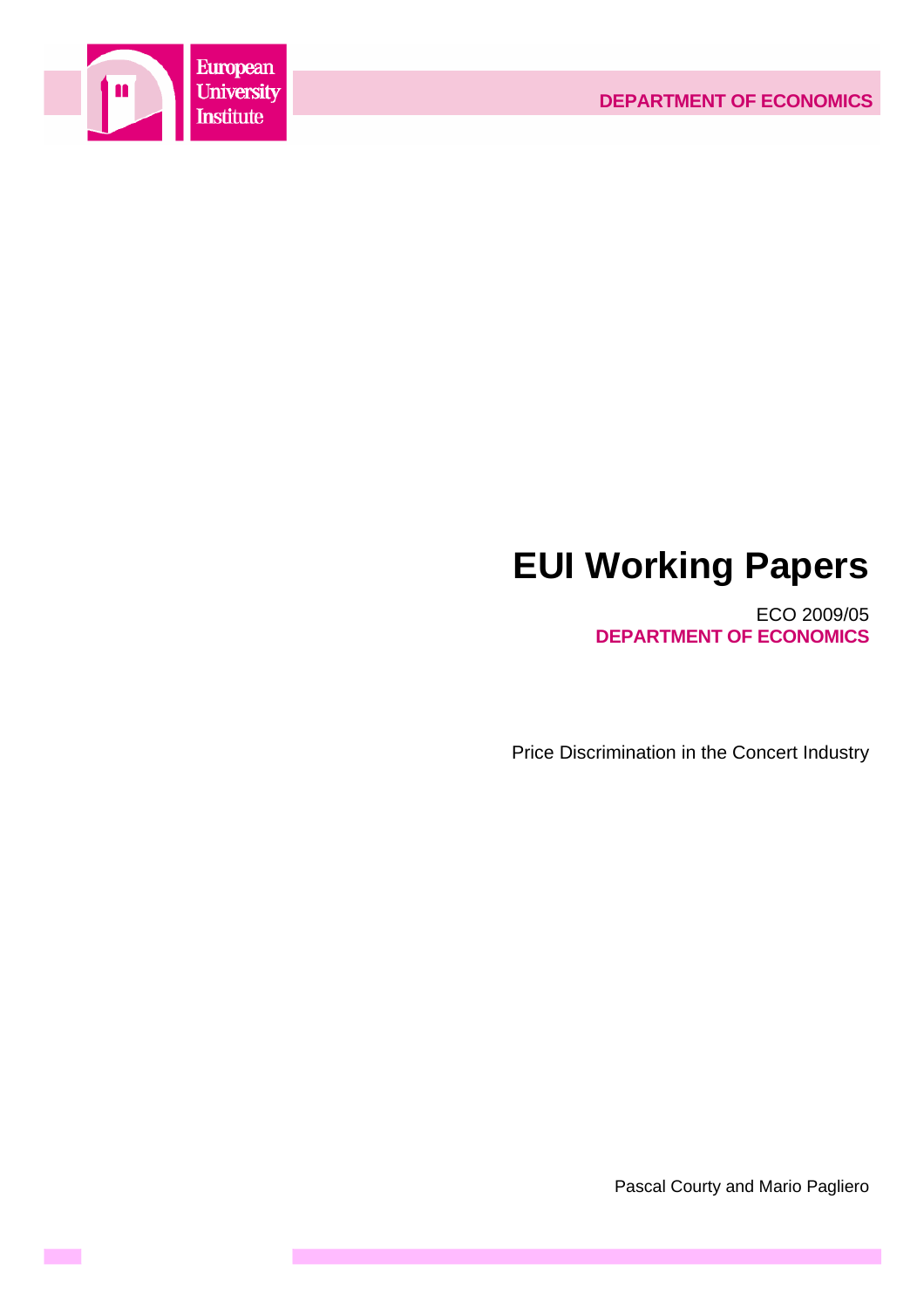European University Institute

DEPARTMENT OF ECONOMICS

# EUI Working Papers

ECO 2009/05

**DEPARTMENT OF ECONOMICS**

Price Discrimination in the Concert Industry

Pascal Courty and Mario Pagliero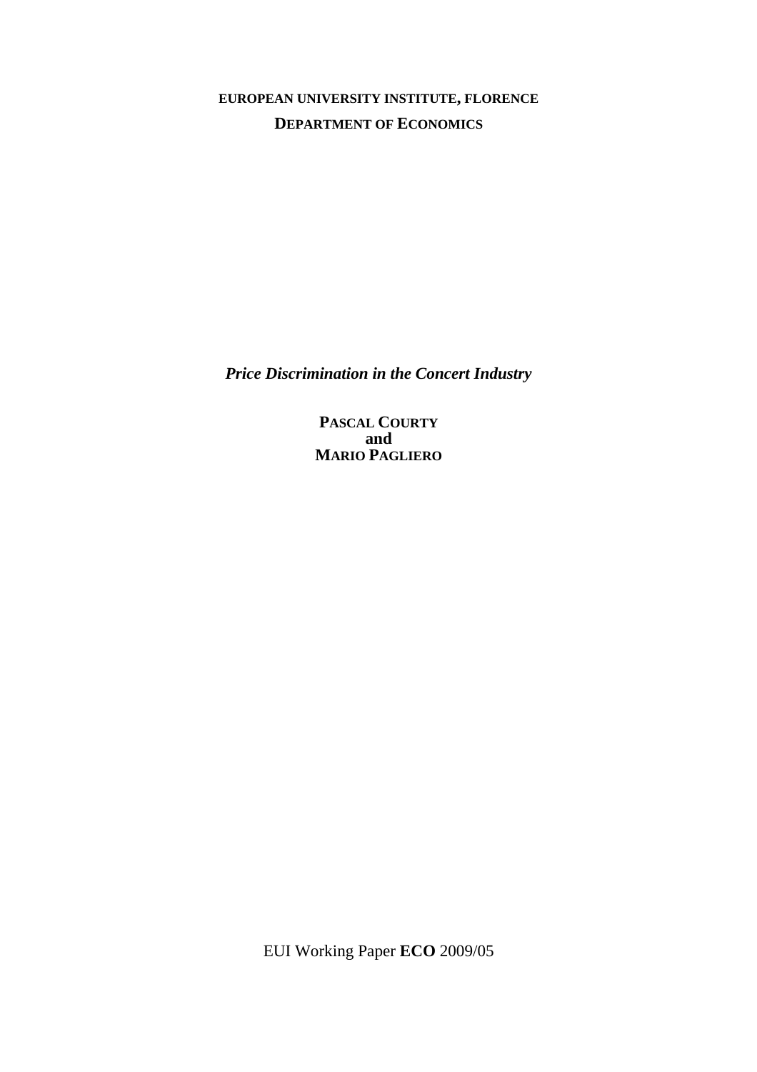**EUROPEAN UNIVERSITY INSTITUTE, FLORENCE**

**DEPARTMENT OF ECONOMICS**

***Price Discrimination in the Concert Industry***

**PASCAL COURTY**
**and**
**MARIO PAGLIERO**

EUI Working Paper **ECO** 2009/05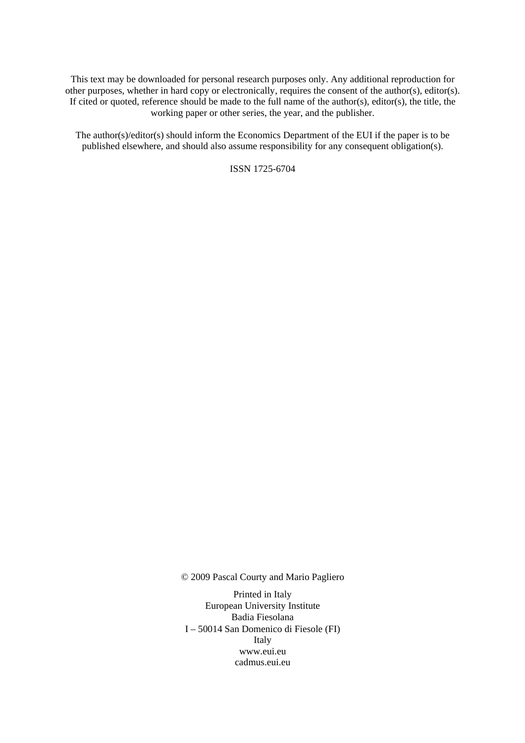This text may be downloaded for personal research purposes only. Any additional reproduction for other purposes, whether in hard copy or electronically, requires the consent of the author(s), editor(s). If cited or quoted, reference should be made to the full name of the author(s), editor(s), the title, the working paper or other series, the year, and the publisher.

The author(s)/editor(s) should inform the Economics Department of the EUI if the paper is to be published elsewhere, and should also assume responsibility for any consequent obligation(s).

ISSN 1725-6704

© 2009 Pascal Courty and Mario Pagliero

Printed in Italy
European University Institute
Badia Fiesolana
I – 50014 San Domenico di Fiesole (FI)
Italy
www.eui.eu
cadmus.eui.eu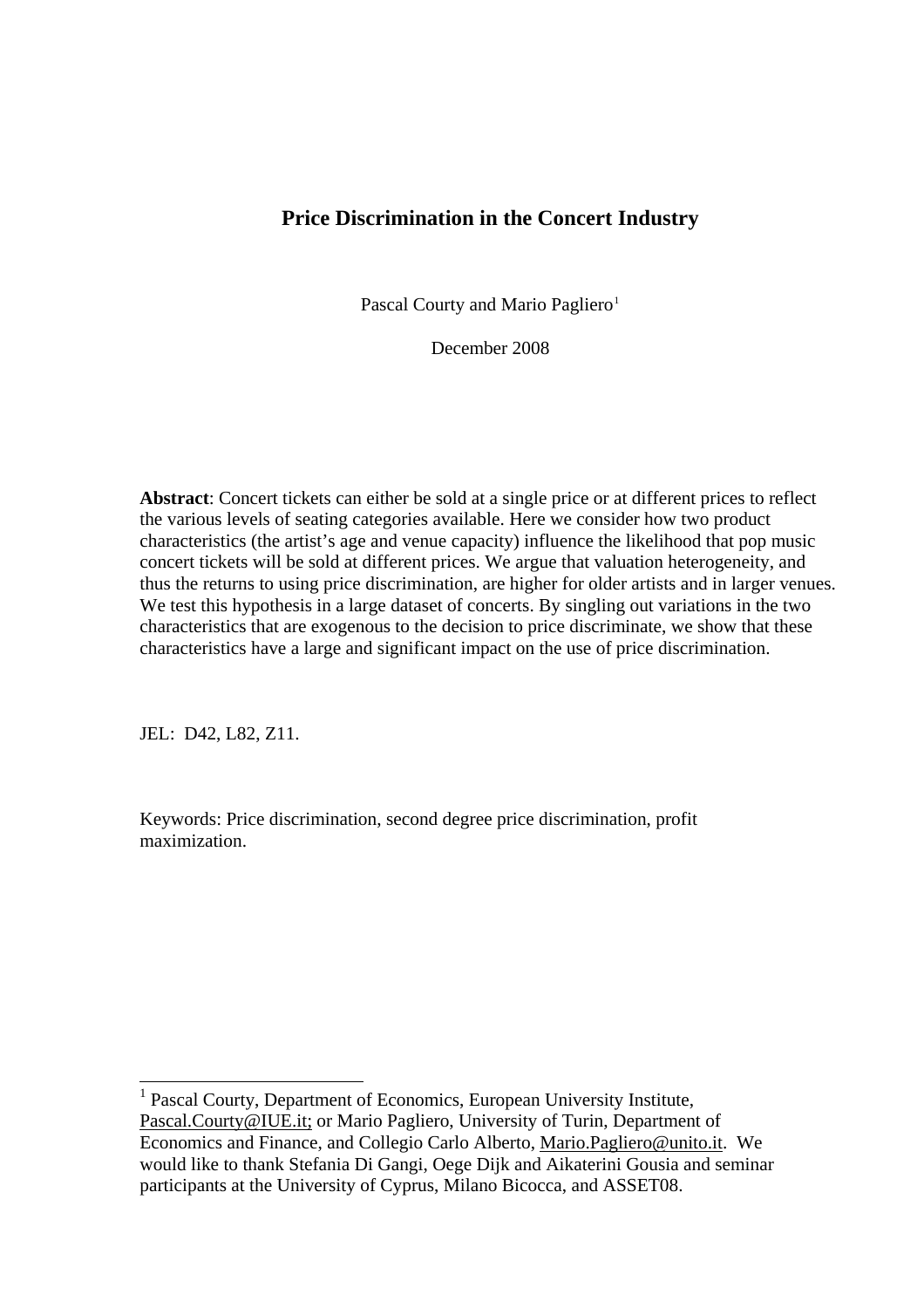# Price Discrimination in the Concert Industry

Pascal Courty and Mario Pagliero[1]

December 2008

**Abstract**: Concert tickets can either be sold at a single price or at different prices to reflect the various levels of seating categories available. Here we consider how two product characteristics (the artist's age and venue capacity) influence the likelihood that pop music concert tickets will be sold at different prices. We argue that valuation heterogeneity, and thus the returns to using price discrimination, are higher for older artists and in larger venues. We test this hypothesis in a large dataset of concerts. By singling out variations in the two characteristics that are exogenous to the decision to price discriminate, we show that these characteristics have a large and significant impact on the use of price discrimination.

JEL: D42, L82, Z11.

Keywords: Price discrimination, second degree price discrimination, profit maximization.

---

[1] Pascal Courty, Department of Economics, European University Institute, Pascal.Courty@IUE.it; or Mario Pagliero, University of Turin, Department of Economics and Finance, and Collegio Carlo Alberto, Mario.Pagliero@unito.it. We would like to thank Stefania Di Gangi, Oege Dijk and Aikaterini Gousia and seminar participants at the University of Cyprus, Milano Bicocca, and ASSET08.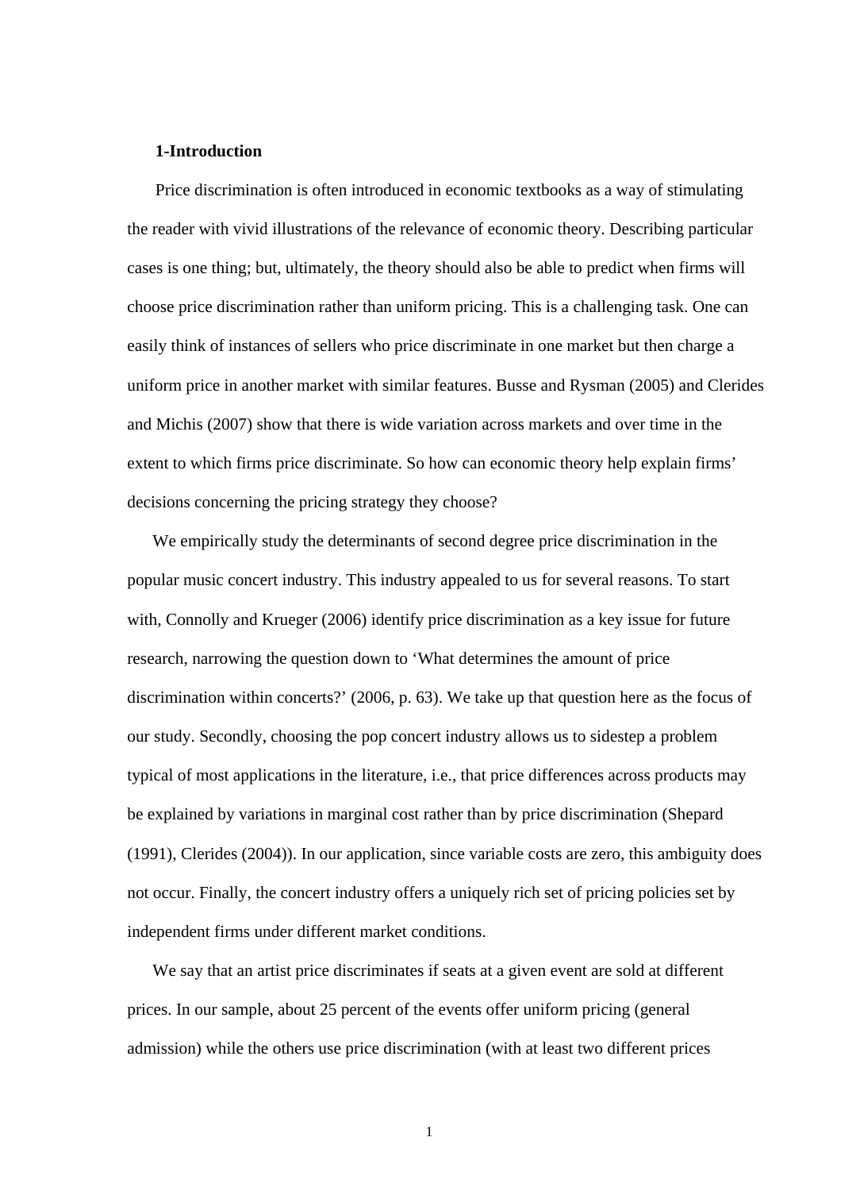## 1-Introduction

Price discrimination is often introduced in economic textbooks as a way of stimulating the reader with vivid illustrations of the relevance of economic theory. Describing particular cases is one thing; but, ultimately, the theory should also be able to predict when firms will choose price discrimination rather than uniform pricing. This is a challenging task. One can easily think of instances of sellers who price discriminate in one market but then charge a uniform price in another market with similar features. Busse and Rysman (2005) and Clerides and Michis (2007) show that there is wide variation across markets and over time in the extent to which firms price discriminate. So how can economic theory help explain firms' decisions concerning the pricing strategy they choose?

We empirically study the determinants of second degree price discrimination in the popular music concert industry. This industry appealed to us for several reasons. To start with, Connolly and Krueger (2006) identify price discrimination as a key issue for future research, narrowing the question down to 'What determines the amount of price discrimination within concerts?' (2006, p. 63). We take up that question here as the focus of our study. Secondly, choosing the pop concert industry allows us to sidestep a problem typical of most applications in the literature, i.e., that price differences across products may be explained by variations in marginal cost rather than by price discrimination (Shepard (1991), Clerides (2004)). In our application, since variable costs are zero, this ambiguity does not occur. Finally, the concert industry offers a uniquely rich set of pricing policies set by independent firms under different market conditions.

We say that an artist price discriminates if seats at a given event are sold at different prices. In our sample, about 25 percent of the events offer uniform pricing (general admission) while the others use price discrimination (with at least two different prices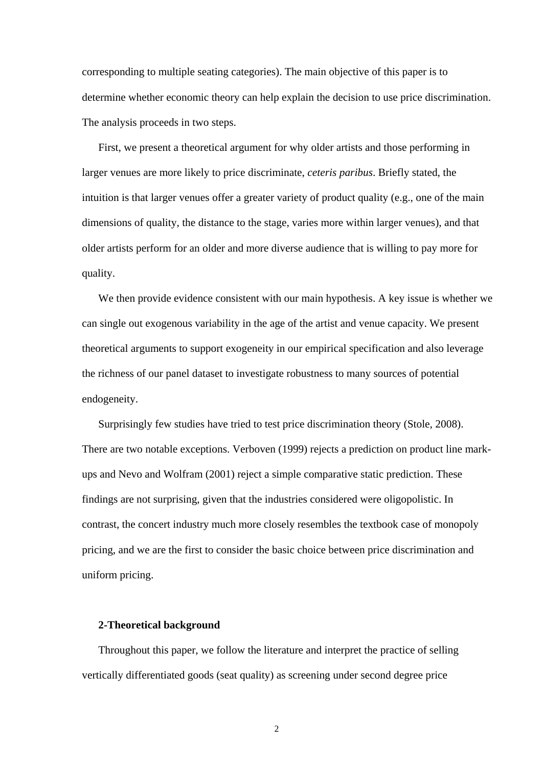corresponding to multiple seating categories). The main objective of this paper is to determine whether economic theory can help explain the decision to use price discrimination. The analysis proceeds in two steps.

First, we present a theoretical argument for why older artists and those performing in larger venues are more likely to price discriminate, *ceteris paribus*. Briefly stated, the intuition is that larger venues offer a greater variety of product quality (e.g., one of the main dimensions of quality, the distance to the stage, varies more within larger venues), and that older artists perform for an older and more diverse audience that is willing to pay more for quality.

We then provide evidence consistent with our main hypothesis. A key issue is whether we can single out exogenous variability in the age of the artist and venue capacity. We present theoretical arguments to support exogeneity in our empirical specification and also leverage the richness of our panel dataset to investigate robustness to many sources of potential endogeneity.

Surprisingly few studies have tried to test price discrimination theory (Stole, 2008). There are two notable exceptions. Verboven (1999) rejects a prediction on product line mark-ups and Nevo and Wolfram (2001) reject a simple comparative static prediction. These findings are not surprising, given that the industries considered were oligopolistic. In contrast, the concert industry much more closely resembles the textbook case of monopoly pricing, and we are the first to consider the basic choice between price discrimination and uniform pricing.

## 2-Theoretical background

Throughout this paper, we follow the literature and interpret the practice of selling vertically differentiated goods (seat quality) as screening under second degree price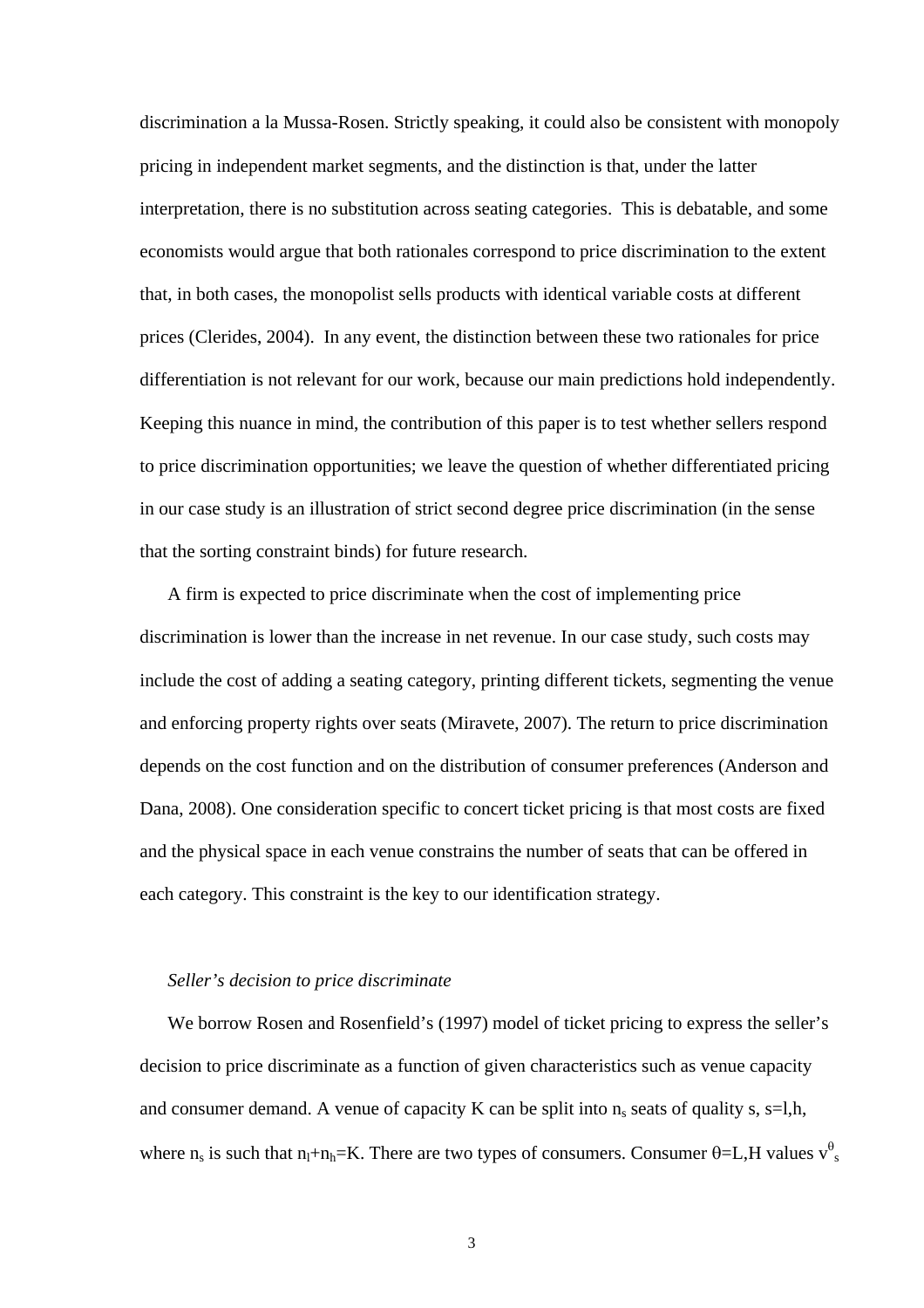discrimination a la Mussa-Rosen. Strictly speaking, it could also be consistent with monopoly pricing in independent market segments, and the distinction is that, under the latter interpretation, there is no substitution across seating categories. This is debatable, and some economists would argue that both rationales correspond to price discrimination to the extent that, in both cases, the monopolist sells products with identical variable costs at different prices (Clerides, 2004). In any event, the distinction between these two rationales for price differentiation is not relevant for our work, because our main predictions hold independently. Keeping this nuance in mind, the contribution of this paper is to test whether sellers respond to price discrimination opportunities; we leave the question of whether differentiated pricing in our case study is an illustration of strict second degree price discrimination (in the sense that the sorting constraint binds) for future research.

A firm is expected to price discriminate when the cost of implementing price discrimination is lower than the increase in net revenue. In our case study, such costs may include the cost of adding a seating category, printing different tickets, segmenting the venue and enforcing property rights over seats (Miravete, 2007). The return to price discrimination depends on the cost function and on the distribution of consumer preferences (Anderson and Dana, 2008). One consideration specific to concert ticket pricing is that most costs are fixed and the physical space in each venue constrains the number of seats that can be offered in each category. This constraint is the key to our identification strategy.

*Seller's decision to price discriminate*

We borrow Rosen and Rosenfield's (1997) model of ticket pricing to express the seller's decision to price discriminate as a function of given characteristics such as venue capacity and consumer demand. A venue of capacity K can be split into $n_s$ seats of quality s, s=l,h, where $n_s$ is such that $n_l+n_h=K$. There are two types of consumers. Consumer $\theta$=L,H values $v^{\theta}_{s}$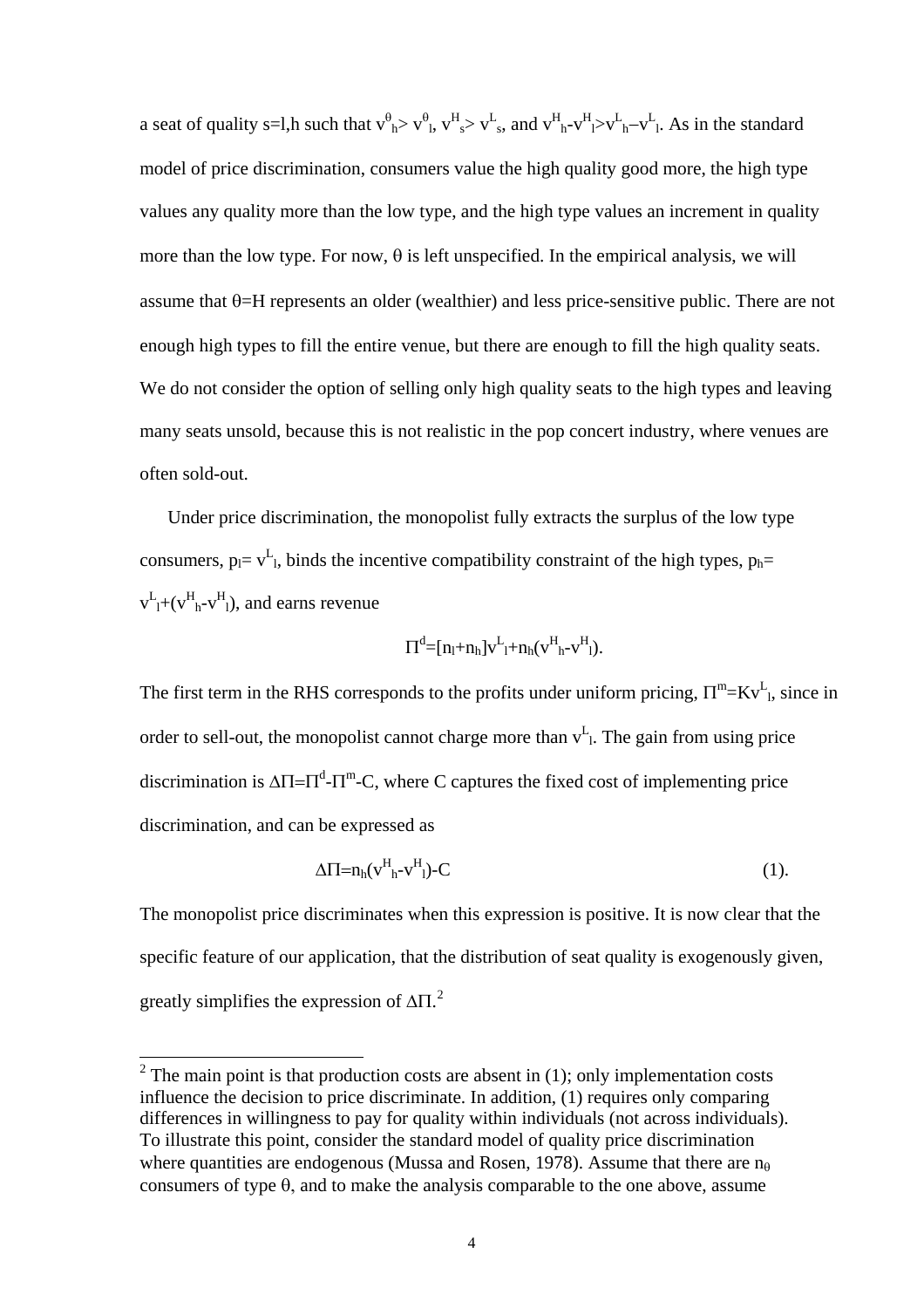a seat of quality s=l,h such that $v^{\theta}_h > v^{\theta}_l$, $v^H_s > v^L_s$, and $v^H_h - v^H_l > v^L_h - v^L_l$. As in the standard model of price discrimination, consumers value the high quality good more, the high type values any quality more than the low type, and the high type values an increment in quality more than the low type. For now, θ is left unspecified. In the empirical analysis, we will assume that θ=H represents an older (wealthier) and less price-sensitive public. There are not enough high types to fill the entire venue, but there are enough to fill the high quality seats. We do not consider the option of selling only high quality seats to the high types and leaving many seats unsold, because this is not realistic in the pop concert industry, where venues are often sold-out.

Under price discrimination, the monopolist fully extracts the surplus of the low type consumers, $p_l = v^L_l$, binds the incentive compatibility constraint of the high types, $p_h = v^L_l + (v^H_h - v^H_l)$, and earns revenue

$$\Pi^d = [n_l + n_h] v^L_l + n_h (v^H_h - v^H_l).$$

The first term in the RHS corresponds to the profits under uniform pricing, $\Pi^m = K v^L_l$, since in order to sell-out, the monopolist cannot charge more than $v^L_l$. The gain from using price discrimination is $\Delta\Pi = \Pi^d - \Pi^m - C$, where C captures the fixed cost of implementing price discrimination, and can be expressed as

$$\Delta\Pi = n_h (v^H_h - v^H_l) - C \qquad (1).$$

The monopolist price discriminates when this expression is positive. It is now clear that the specific feature of our application, that the distribution of seat quality is exogenously given, greatly simplifies the expression of $\Delta\Pi$.[2]

[2] The main point is that production costs are absent in (1); only implementation costs influence the decision to price discriminate. In addition, (1) requires only comparing differences in willingness to pay for quality within individuals (not across individuals). To illustrate this point, consider the standard model of quality price discrimination where quantities are endogenous (Mussa and Rosen, 1978). Assume that there are $n_\theta$ consumers of type θ, and to make the analysis comparable to the one above, assume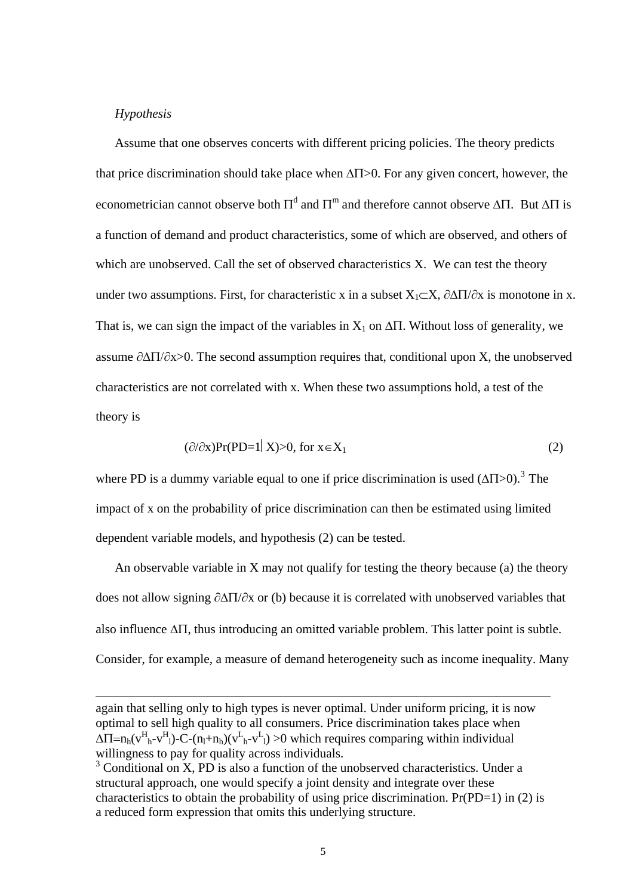*Hypothesis*

Assume that one observes concerts with different pricing policies. The theory predicts that price discrimination should take place when $\Delta\Pi>0$. For any given concert, however, the econometrician cannot observe both $\Pi^d$ and $\Pi^m$ and therefore cannot observe $\Delta\Pi$. But $\Delta\Pi$ is a function of demand and product characteristics, some of which are observed, and others of which are unobserved. Call the set of observed characteristics X. We can test the theory under two assumptions. First, for characteristic x in a subset $X_1 \subset X$, $\partial\Delta\Pi/\partial x$ is monotone in x. That is, we can sign the impact of the variables in $X_1$ on $\Delta\Pi$. Without loss of generality, we assume $\partial\Delta\Pi/\partial x>0$. The second assumption requires that, conditional upon X, the unobserved characteristics are not correlated with x. When these two assumptions hold, a test of the theory is

$$(\partial/\partial x)\Pr(PD=1 \mid X)>0, \text{ for } x \in X_1 \tag{2}$$

where PD is a dummy variable equal to one if price discrimination is used ($\Delta\Pi>0$).[3] The impact of x on the probability of price discrimination can then be estimated using limited dependent variable models, and hypothesis (2) can be tested.

An observable variable in X may not qualify for testing the theory because (a) the theory does not allow signing $\partial\Delta\Pi/\partial x$ or (b) because it is correlated with unobserved variables that also influence $\Delta\Pi$, thus introducing an omitted variable problem. This latter point is subtle. Consider, for example, a measure of demand heterogeneity such as income inequality. Many

---

again that selling only to high types is never optimal. Under uniform pricing, it is now optimal to sell high quality to all consumers. Price discrimination takes place when $\Delta\Pi=n_h(v^H_h-v^H_l)-C-(n_l+n_h)(v^L_h-v^L_l)>0$ which requires comparing within individual willingness to pay for quality across individuals.

[3] Conditional on X, PD is also a function of the unobserved characteristics. Under a structural approach, one would specify a joint density and integrate over these characteristics to obtain the probability of using price discrimination. Pr(PD=1) in (2) is a reduced form expression that omits this underlying structure.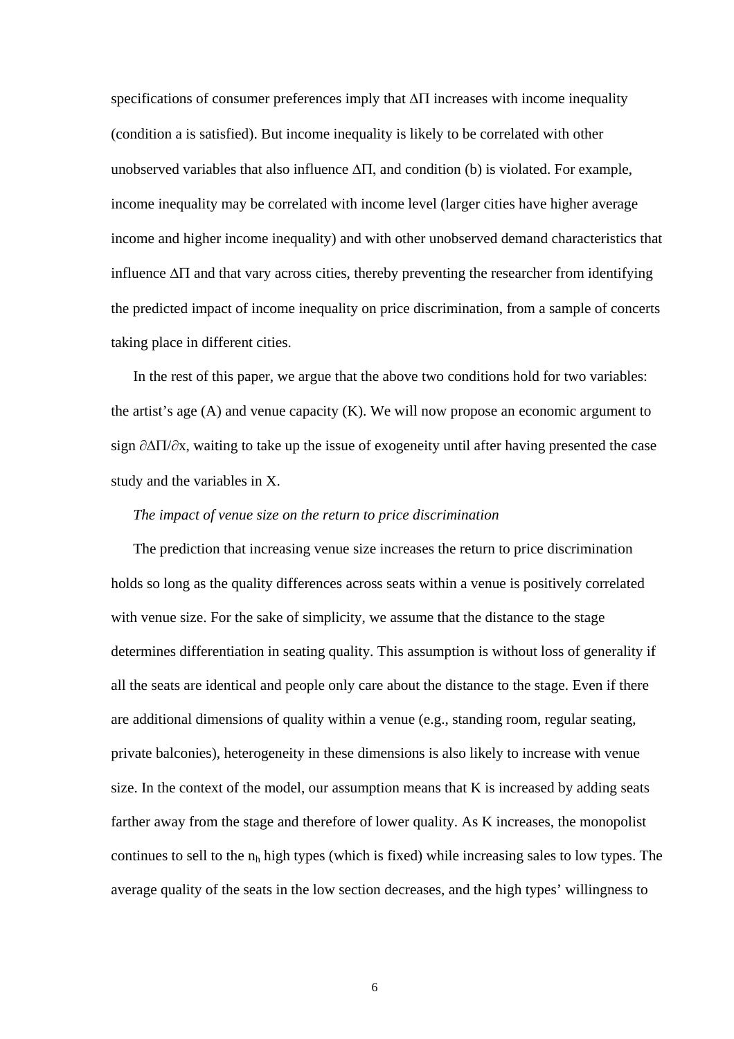specifications of consumer preferences imply that $\Delta\Pi$ increases with income inequality (condition a is satisfied). But income inequality is likely to be correlated with other unobserved variables that also influence $\Delta\Pi$, and condition (b) is violated. For example, income inequality may be correlated with income level (larger cities have higher average income and higher income inequality) and with other unobserved demand characteristics that influence $\Delta\Pi$ and that vary across cities, thereby preventing the researcher from identifying the predicted impact of income inequality on price discrimination, from a sample of concerts taking place in different cities.

In the rest of this paper, we argue that the above two conditions hold for two variables: the artist's age (A) and venue capacity (K). We will now propose an economic argument to sign $\partial\Delta\Pi/\partial x$, waiting to take up the issue of exogeneity until after having presented the case study and the variables in X.

*The impact of venue size on the return to price discrimination*

The prediction that increasing venue size increases the return to price discrimination holds so long as the quality differences across seats within a venue is positively correlated with venue size. For the sake of simplicity, we assume that the distance to the stage determines differentiation in seating quality. This assumption is without loss of generality if all the seats are identical and people only care about the distance to the stage. Even if there are additional dimensions of quality within a venue (e.g., standing room, regular seating, private balconies), heterogeneity in these dimensions is also likely to increase with venue size. In the context of the model, our assumption means that K is increased by adding seats farther away from the stage and therefore of lower quality. As K increases, the monopolist continues to sell to the $n_h$ high types (which is fixed) while increasing sales to low types. The average quality of the seats in the low section decreases, and the high types' willingness to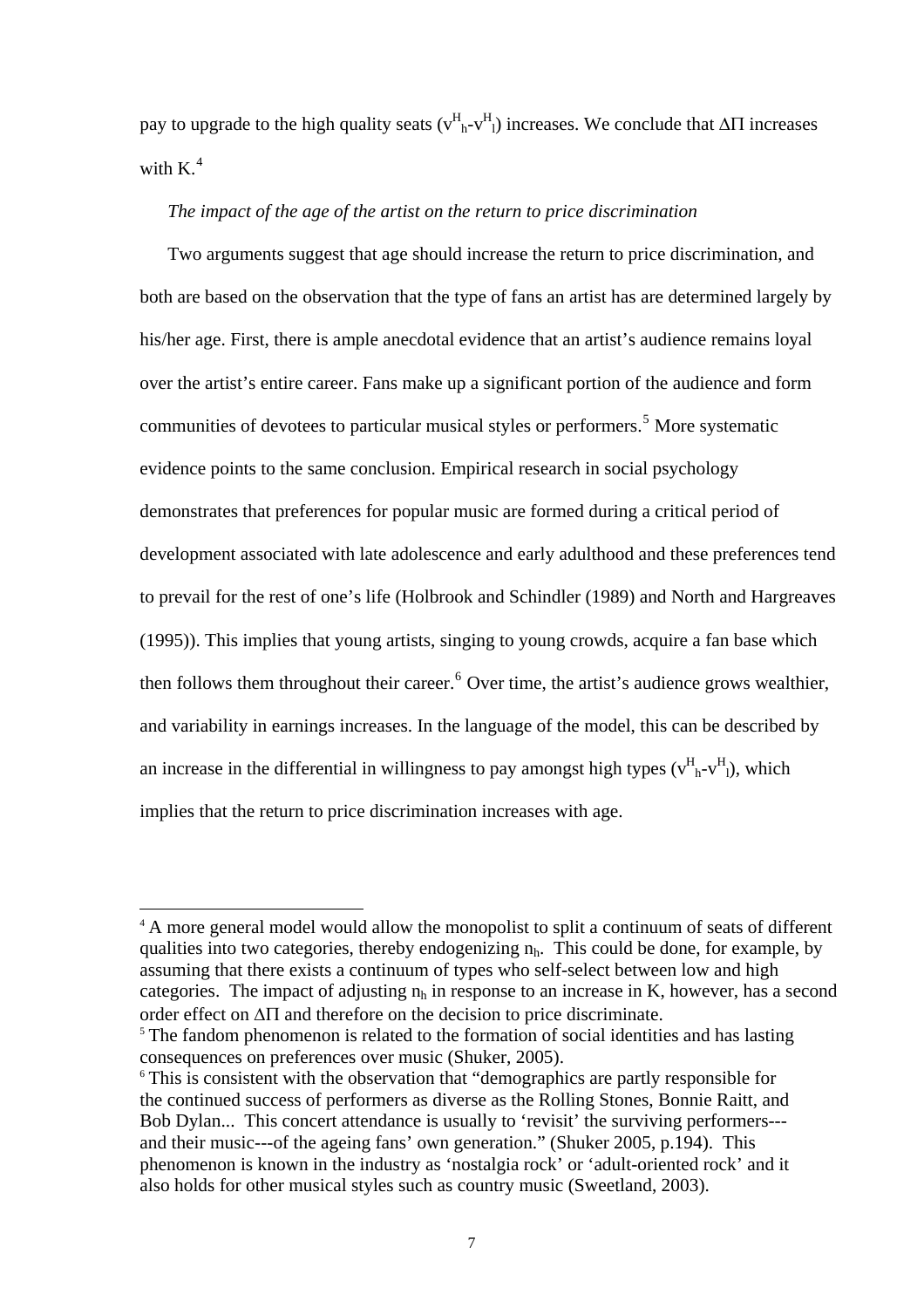pay to upgrade to the high quality seats ($v^H_h$-$v^H_l$) increases. We conclude that $\Delta\Pi$ increases with K.[4]

*The impact of the age of the artist on the return to price discrimination*

Two arguments suggest that age should increase the return to price discrimination, and both are based on the observation that the type of fans an artist has are determined largely by his/her age. First, there is ample anecdotal evidence that an artist's audience remains loyal over the artist's entire career. Fans make up a significant portion of the audience and form communities of devotees to particular musical styles or performers.[5] More systematic evidence points to the same conclusion. Empirical research in social psychology demonstrates that preferences for popular music are formed during a critical period of development associated with late adolescence and early adulthood and these preferences tend to prevail for the rest of one's life (Holbrook and Schindler (1989) and North and Hargreaves (1995)). This implies that young artists, singing to young crowds, acquire a fan base which then follows them throughout their career.[6] Over time, the artist's audience grows wealthier, and variability in earnings increases. In the language of the model, this can be described by an increase in the differential in willingness to pay amongst high types ($v^H_h$-$v^H_l$), which implies that the return to price discrimination increases with age.

---

[4] A more general model would allow the monopolist to split a continuum of seats of different qualities into two categories, thereby endogenizing $n_h$. This could be done, for example, by assuming that there exists a continuum of types who self-select between low and high categories. The impact of adjusting $n_h$ in response to an increase in K, however, has a second order effect on $\Delta\Pi$ and therefore on the decision to price discriminate.

[5] The fandom phenomenon is related to the formation of social identities and has lasting consequences on preferences over music (Shuker, 2005).

[6] This is consistent with the observation that "demographics are partly responsible for the continued success of performers as diverse as the Rolling Stones, Bonnie Raitt, and Bob Dylan... This concert attendance is usually to 'revisit' the surviving performers---and their music---of the ageing fans' own generation." (Shuker 2005, p.194). This phenomenon is known in the industry as 'nostalgia rock' or 'adult-oriented rock' and it also holds for other musical styles such as country music (Sweetland, 2003).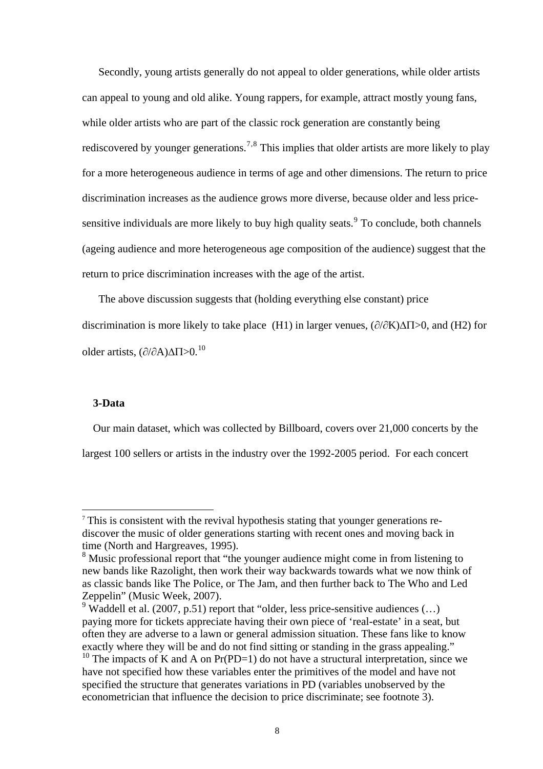Secondly, young artists generally do not appeal to older generations, while older artists can appeal to young and old alike. Young rappers, for example, attract mostly young fans, while older artists who are part of the classic rock generation are constantly being rediscovered by younger generations.[7,8] This implies that older artists are more likely to play for a more heterogeneous audience in terms of age and other dimensions. The return to price discrimination increases as the audience grows more diverse, because older and less price-sensitive individuals are more likely to buy high quality seats.[9] To conclude, both channels (ageing audience and more heterogeneous age composition of the audience) suggest that the return to price discrimination increases with the age of the artist.

The above discussion suggests that (holding everything else constant) price discrimination is more likely to take place (H1) in larger venues, $(\partial/\partial K)\Delta\Pi>0$, and (H2) for older artists, $(\partial/\partial A)\Delta\Pi>0$.[10]

**3-Data**

Our main dataset, which was collected by Billboard, covers over 21,000 concerts by the largest 100 sellers or artists in the industry over the 1992-2005 period. For each concert

---

[7] This is consistent with the revival hypothesis stating that younger generations re-discover the music of older generations starting with recent ones and moving back in time (North and Hargreaves, 1995).

[8] Music professional report that "the younger audience might come in from listening to new bands like Razolight, then work their way backwards towards what we now think of as classic bands like The Police, or The Jam, and then further back to The Who and Led Zeppelin" (Music Week, 2007).

[9] Waddell et al. (2007, p.51) report that "older, less price-sensitive audiences (…) paying more for tickets appreciate having their own piece of 'real-estate' in a seat, but often they are adverse to a lawn or general admission situation. These fans like to know exactly where they will be and do not find sitting or standing in the grass appealing."

[10] The impacts of K and A on $\Pr(PD=1)$ do not have a structural interpretation, since we have not specified how these variables enter the primitives of the model and have not specified the structure that generates variations in PD (variables unobserved by the econometrician that influence the decision to price discriminate; see footnote 3).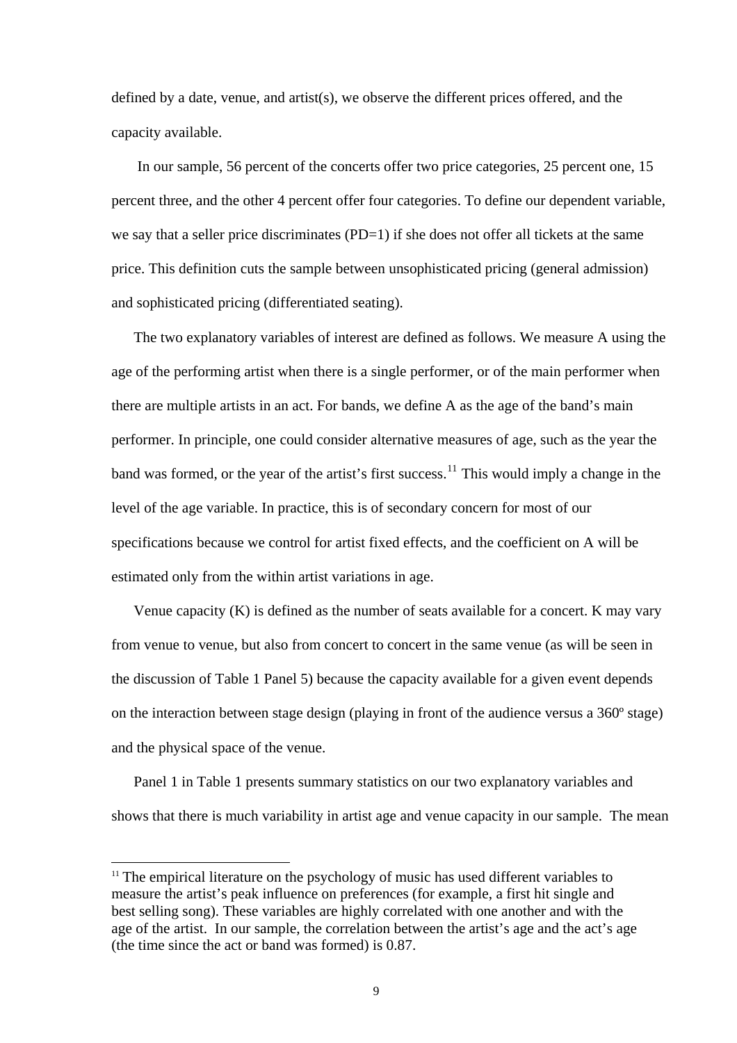defined by a date, venue, and artist(s), we observe the different prices offered, and the capacity available.

In our sample, 56 percent of the concerts offer two price categories, 25 percent one, 15 percent three, and the other 4 percent offer four categories. To define our dependent variable, we say that a seller price discriminates (PD=1) if she does not offer all tickets at the same price. This definition cuts the sample between unsophisticated pricing (general admission) and sophisticated pricing (differentiated seating).

The two explanatory variables of interest are defined as follows. We measure A using the age of the performing artist when there is a single performer, or of the main performer when there are multiple artists in an act. For bands, we define A as the age of the band's main performer. In principle, one could consider alternative measures of age, such as the year the band was formed, or the year of the artist's first success.[11] This would imply a change in the level of the age variable. In practice, this is of secondary concern for most of our specifications because we control for artist fixed effects, and the coefficient on A will be estimated only from the within artist variations in age.

Venue capacity (K) is defined as the number of seats available for a concert. K may vary from venue to venue, but also from concert to concert in the same venue (as will be seen in the discussion of Table 1 Panel 5) because the capacity available for a given event depends on the interaction between stage design (playing in front of the audience versus a 360º stage) and the physical space of the venue.

Panel 1 in Table 1 presents summary statistics on our two explanatory variables and shows that there is much variability in artist age and venue capacity in our sample. The mean

[11] The empirical literature on the psychology of music has used different variables to measure the artist's peak influence on preferences (for example, a first hit single and best selling song). These variables are highly correlated with one another and with the age of the artist. In our sample, the correlation between the artist's age and the act's age (the time since the act or band was formed) is 0.87.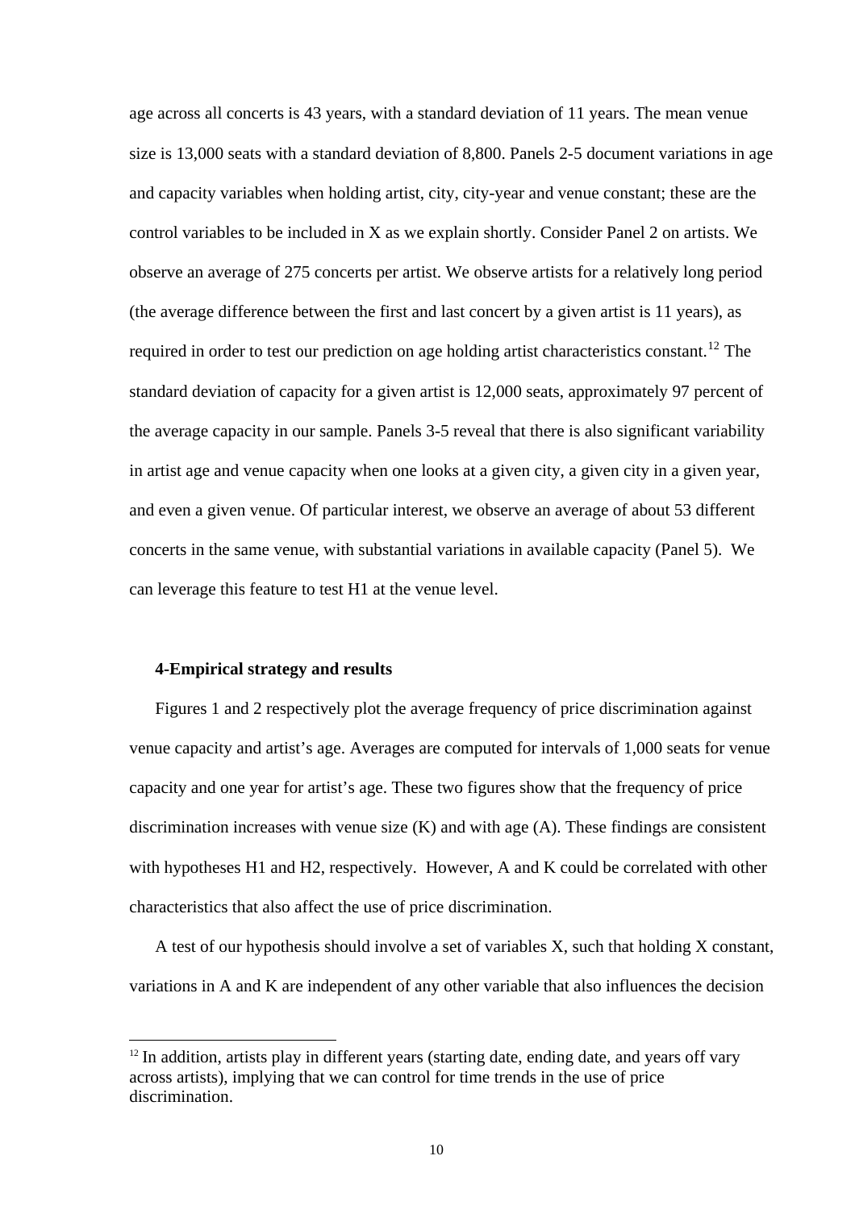age across all concerts is 43 years, with a standard deviation of 11 years. The mean venue size is 13,000 seats with a standard deviation of 8,800. Panels 2-5 document variations in age and capacity variables when holding artist, city, city-year and venue constant; these are the control variables to be included in X as we explain shortly. Consider Panel 2 on artists. We observe an average of 275 concerts per artist. We observe artists for a relatively long period (the average difference between the first and last concert by a given artist is 11 years), as required in order to test our prediction on age holding artist characteristics constant.[12] The standard deviation of capacity for a given artist is 12,000 seats, approximately 97 percent of the average capacity in our sample. Panels 3-5 reveal that there is also significant variability in artist age and venue capacity when one looks at a given city, a given city in a given year, and even a given venue. Of particular interest, we observe an average of about 53 different concerts in the same venue, with substantial variations in available capacity (Panel 5). We can leverage this feature to test H1 at the venue level.

## 4-Empirical strategy and results

Figures 1 and 2 respectively plot the average frequency of price discrimination against venue capacity and artist's age. Averages are computed for intervals of 1,000 seats for venue capacity and one year for artist's age. These two figures show that the frequency of price discrimination increases with venue size (K) and with age (A). These findings are consistent with hypotheses H1 and H2, respectively. However, A and K could be correlated with other characteristics that also affect the use of price discrimination.

A test of our hypothesis should involve a set of variables X, such that holding X constant, variations in A and K are independent of any other variable that also influences the decision

[12] In addition, artists play in different years (starting date, ending date, and years off vary across artists), implying that we can control for time trends in the use of price discrimination.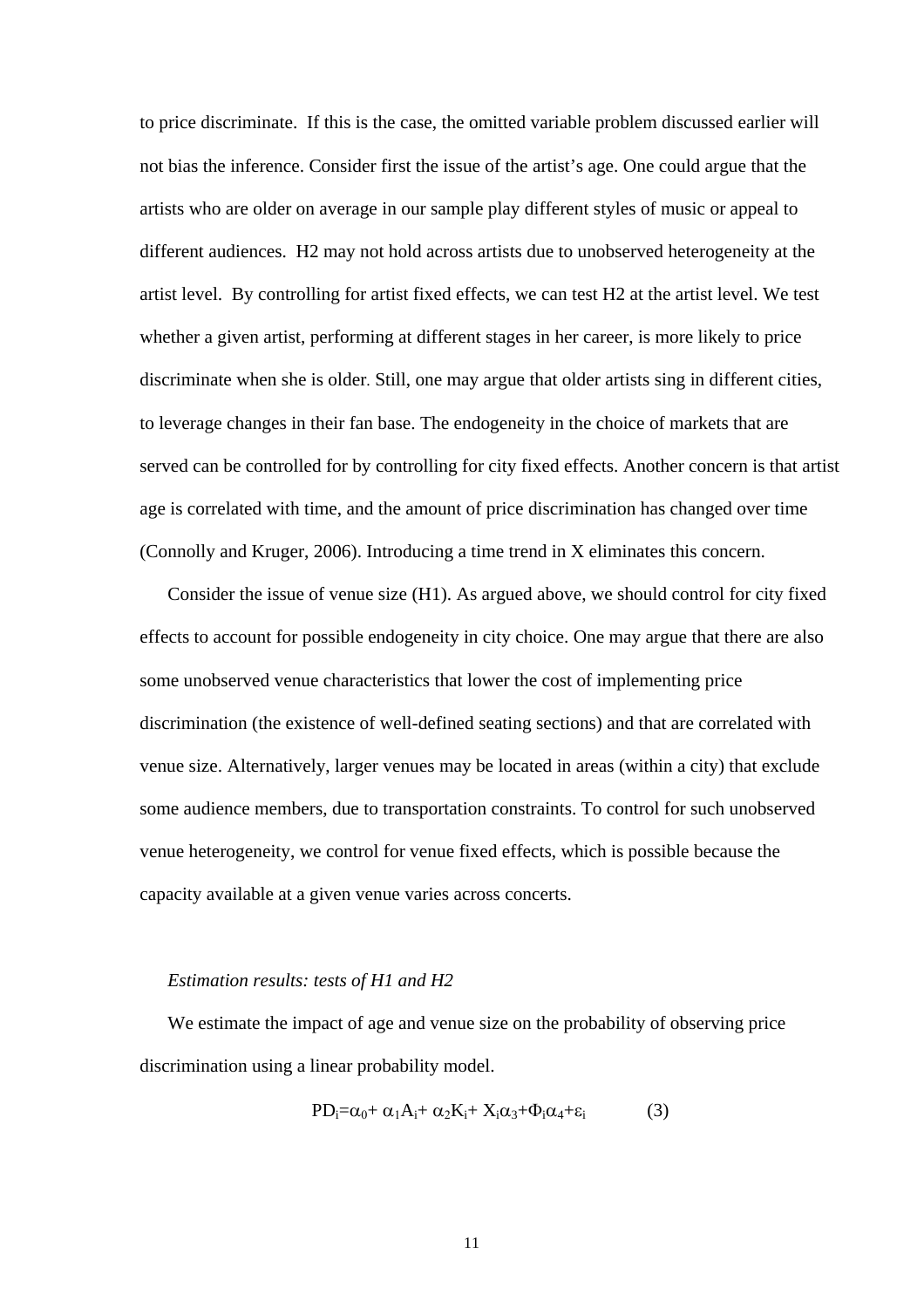to price discriminate. If this is the case, the omitted variable problem discussed earlier will not bias the inference. Consider first the issue of the artist's age. One could argue that the artists who are older on average in our sample play different styles of music or appeal to different audiences. H2 may not hold across artists due to unobserved heterogeneity at the artist level. By controlling for artist fixed effects, we can test H2 at the artist level. We test whether a given artist, performing at different stages in her career, is more likely to price discriminate when she is older. Still, one may argue that older artists sing in different cities, to leverage changes in their fan base. The endogeneity in the choice of markets that are served can be controlled for by controlling for city fixed effects. Another concern is that artist age is correlated with time, and the amount of price discrimination has changed over time (Connolly and Kruger, 2006). Introducing a time trend in X eliminates this concern.

Consider the issue of venue size (H1). As argued above, we should control for city fixed effects to account for possible endogeneity in city choice. One may argue that there are also some unobserved venue characteristics that lower the cost of implementing price discrimination (the existence of well-defined seating sections) and that are correlated with venue size. Alternatively, larger venues may be located in areas (within a city) that exclude some audience members, due to transportation constraints. To control for such unobserved venue heterogeneity, we control for venue fixed effects, which is possible because the capacity available at a given venue varies across concerts.

*Estimation results: tests of H1 and H2*

We estimate the impact of age and venue size on the probability of observing price discrimination using a linear probability model.

$$PD_i = \alpha_0 + \alpha_1 A_i + \alpha_2 K_i + X_i \alpha_3 + \Phi_i \alpha_4 + \varepsilon_i \qquad (3)$$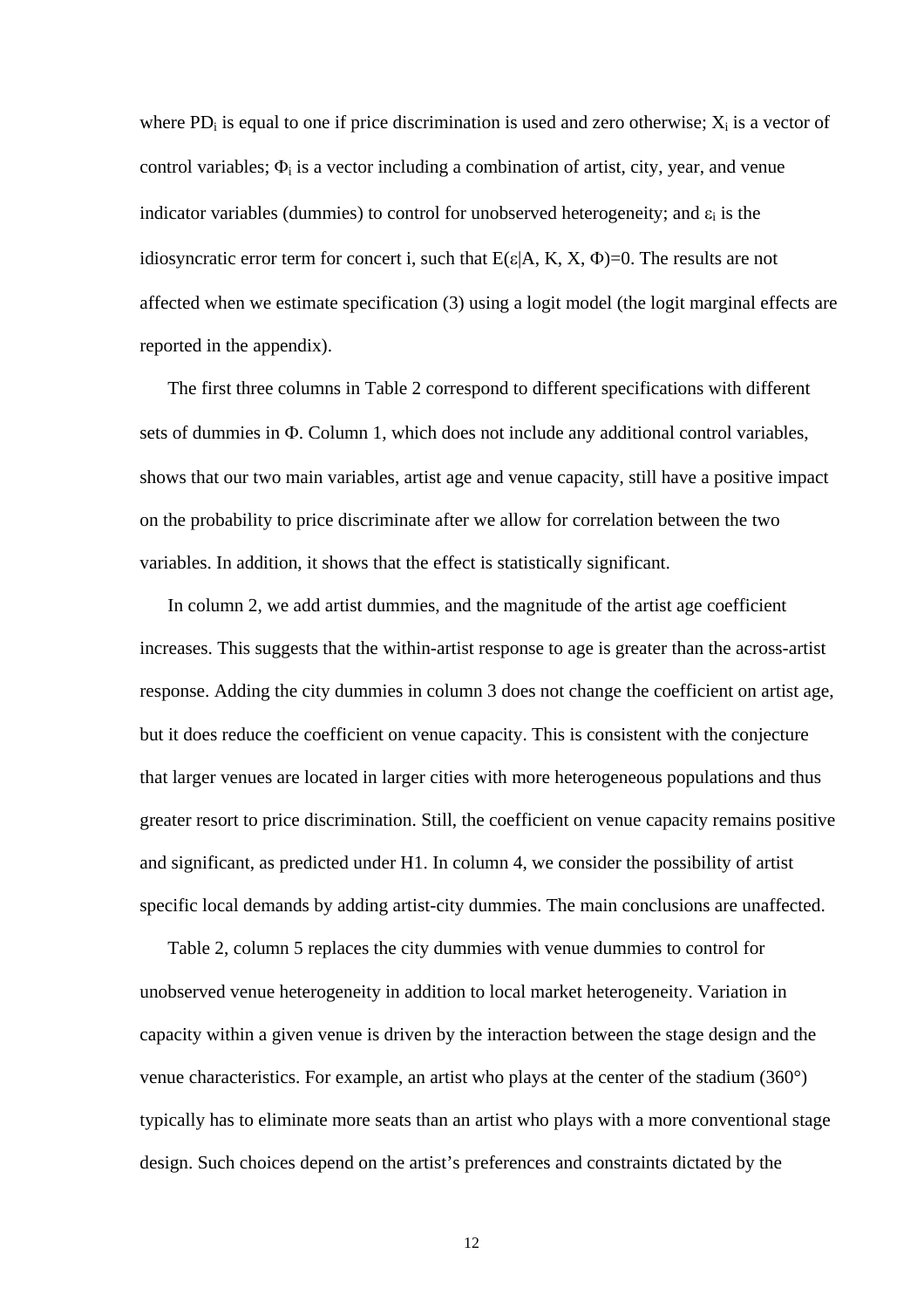where $PD_i$ is equal to one if price discrimination is used and zero otherwise; $X_i$ is a vector of control variables; $\Phi_i$ is a vector including a combination of artist, city, year, and venue indicator variables (dummies) to control for unobserved heterogeneity; and $\varepsilon_i$ is the idiosyncratic error term for concert i, such that $E(\varepsilon|A, K, X, \Phi)=0$. The results are not affected when we estimate specification (3) using a logit model (the logit marginal effects are reported in the appendix).

The first three columns in Table 2 correspond to different specifications with different sets of dummies in $\Phi$. Column 1, which does not include any additional control variables, shows that our two main variables, artist age and venue capacity, still have a positive impact on the probability to price discriminate after we allow for correlation between the two variables. In addition, it shows that the effect is statistically significant.

In column 2, we add artist dummies, and the magnitude of the artist age coefficient increases. This suggests that the within-artist response to age is greater than the across-artist response. Adding the city dummies in column 3 does not change the coefficient on artist age, but it does reduce the coefficient on venue capacity. This is consistent with the conjecture that larger venues are located in larger cities with more heterogeneous populations and thus greater resort to price discrimination. Still, the coefficient on venue capacity remains positive and significant, as predicted under H1. In column 4, we consider the possibility of artist specific local demands by adding artist-city dummies. The main conclusions are unaffected.

Table 2, column 5 replaces the city dummies with venue dummies to control for unobserved venue heterogeneity in addition to local market heterogeneity. Variation in capacity within a given venue is driven by the interaction between the stage design and the venue characteristics. For example, an artist who plays at the center of the stadium (360°) typically has to eliminate more seats than an artist who plays with a more conventional stage design. Such choices depend on the artist's preferences and constraints dictated by the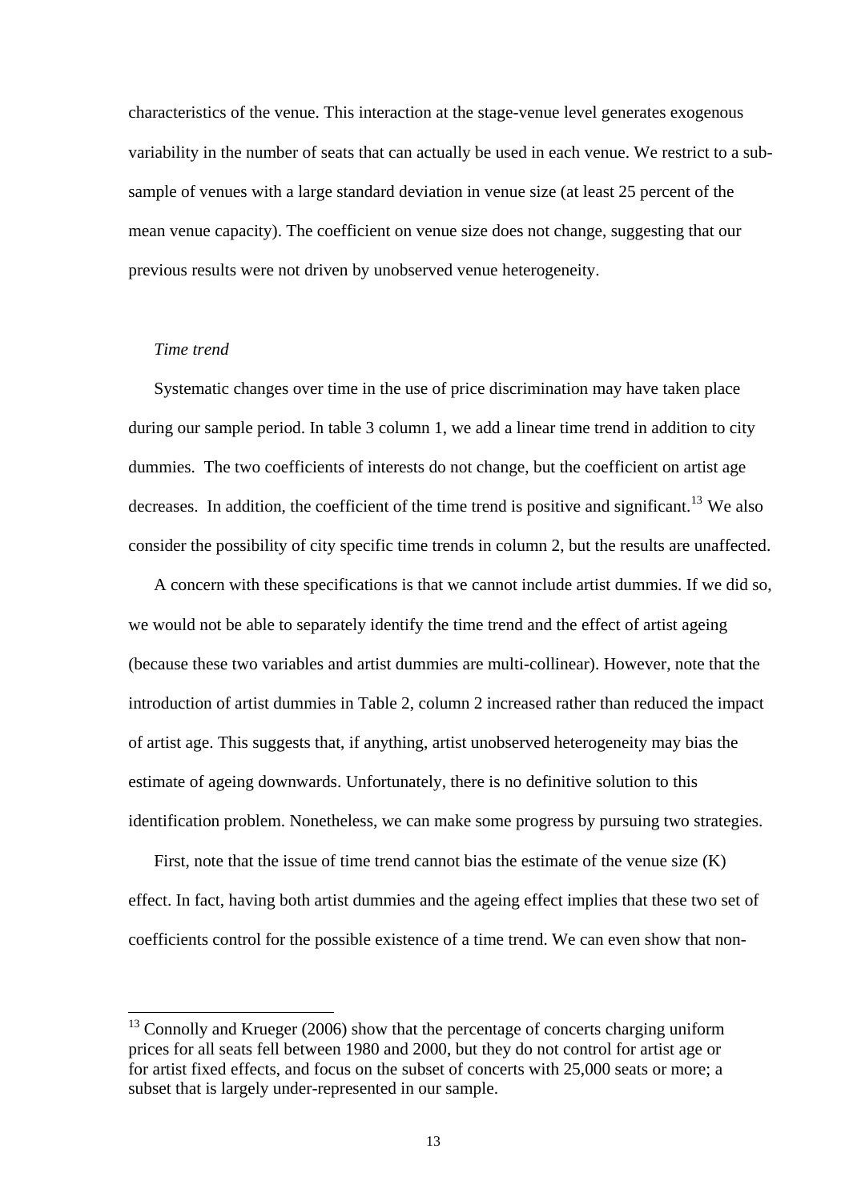characteristics of the venue. This interaction at the stage-venue level generates exogenous variability in the number of seats that can actually be used in each venue. We restrict to a sub-sample of venues with a large standard deviation in venue size (at least 25 percent of the mean venue capacity). The coefficient on venue size does not change, suggesting that our previous results were not driven by unobserved venue heterogeneity.

*Time trend*

Systematic changes over time in the use of price discrimination may have taken place during our sample period. In table 3 column 1, we add a linear time trend in addition to city dummies. The two coefficients of interests do not change, but the coefficient on artist age decreases. In addition, the coefficient of the time trend is positive and significant.[13] We also consider the possibility of city specific time trends in column 2, but the results are unaffected.

A concern with these specifications is that we cannot include artist dummies. If we did so, we would not be able to separately identify the time trend and the effect of artist ageing (because these two variables and artist dummies are multi-collinear). However, note that the introduction of artist dummies in Table 2, column 2 increased rather than reduced the impact of artist age. This suggests that, if anything, artist unobserved heterogeneity may bias the estimate of ageing downwards. Unfortunately, there is no definitive solution to this identification problem. Nonetheless, we can make some progress by pursuing two strategies.

First, note that the issue of time trend cannot bias the estimate of the venue size (K) effect. In fact, having both artist dummies and the ageing effect implies that these two set of coefficients control for the possible existence of a time trend. We can even show that non-

[13] Connolly and Krueger (2006) show that the percentage of concerts charging uniform prices for all seats fell between 1980 and 2000, but they do not control for artist age or for artist fixed effects, and focus on the subset of concerts with 25,000 seats or more; a subset that is largely under-represented in our sample.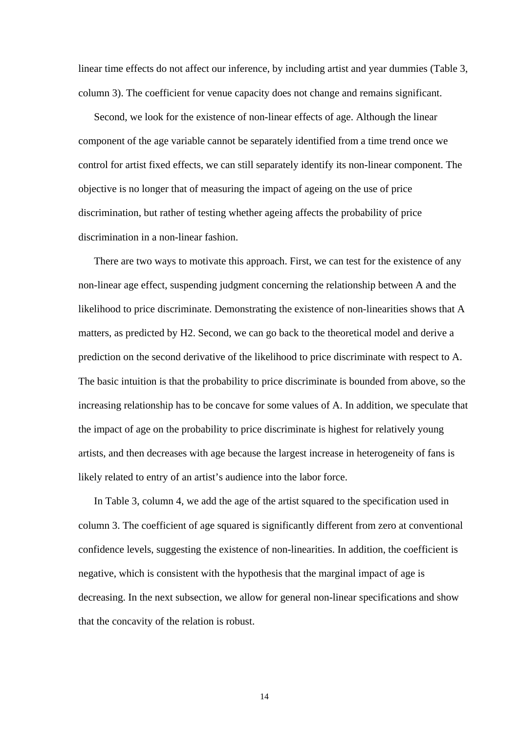linear time effects do not affect our inference, by including artist and year dummies (Table 3, column 3). The coefficient for venue capacity does not change and remains significant.

Second, we look for the existence of non-linear effects of age. Although the linear component of the age variable cannot be separately identified from a time trend once we control for artist fixed effects, we can still separately identify its non-linear component. The objective is no longer that of measuring the impact of ageing on the use of price discrimination, but rather of testing whether ageing affects the probability of price discrimination in a non-linear fashion.

There are two ways to motivate this approach. First, we can test for the existence of any non-linear age effect, suspending judgment concerning the relationship between A and the likelihood to price discriminate. Demonstrating the existence of non-linearities shows that A matters, as predicted by H2. Second, we can go back to the theoretical model and derive a prediction on the second derivative of the likelihood to price discriminate with respect to A. The basic intuition is that the probability to price discriminate is bounded from above, so the increasing relationship has to be concave for some values of A. In addition, we speculate that the impact of age on the probability to price discriminate is highest for relatively young artists, and then decreases with age because the largest increase in heterogeneity of fans is likely related to entry of an artist's audience into the labor force.

In Table 3, column 4, we add the age of the artist squared to the specification used in column 3. The coefficient of age squared is significantly different from zero at conventional confidence levels, suggesting the existence of non-linearities. In addition, the coefficient is negative, which is consistent with the hypothesis that the marginal impact of age is decreasing. In the next subsection, we allow for general non-linear specifications and show that the concavity of the relation is robust.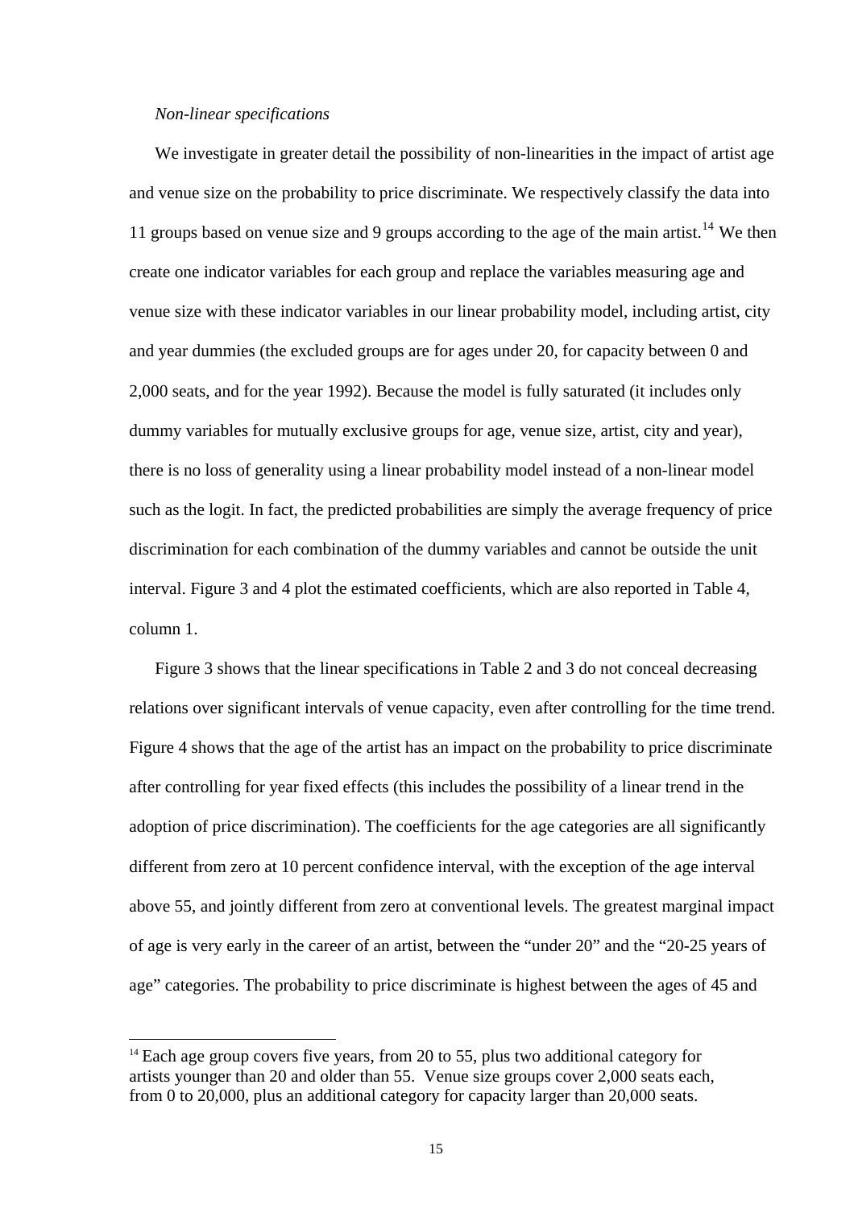*Non-linear specifications*

We investigate in greater detail the possibility of non-linearities in the impact of artist age and venue size on the probability to price discriminate. We respectively classify the data into 11 groups based on venue size and 9 groups according to the age of the main artist.[14] We then create one indicator variables for each group and replace the variables measuring age and venue size with these indicator variables in our linear probability model, including artist, city and year dummies (the excluded groups are for ages under 20, for capacity between 0 and 2,000 seats, and for the year 1992). Because the model is fully saturated (it includes only dummy variables for mutually exclusive groups for age, venue size, artist, city and year), there is no loss of generality using a linear probability model instead of a non-linear model such as the logit. In fact, the predicted probabilities are simply the average frequency of price discrimination for each combination of the dummy variables and cannot be outside the unit interval. Figure 3 and 4 plot the estimated coefficients, which are also reported in Table 4, column 1.

Figure 3 shows that the linear specifications in Table 2 and 3 do not conceal decreasing relations over significant intervals of venue capacity, even after controlling for the time trend. Figure 4 shows that the age of the artist has an impact on the probability to price discriminate after controlling for year fixed effects (this includes the possibility of a linear trend in the adoption of price discrimination). The coefficients for the age categories are all significantly different from zero at 10 percent confidence interval, with the exception of the age interval above 55, and jointly different from zero at conventional levels. The greatest marginal impact of age is very early in the career of an artist, between the "under 20" and the "20-25 years of age" categories. The probability to price discriminate is highest between the ages of 45 and

[14] Each age group covers five years, from 20 to 55, plus two additional category for artists younger than 20 and older than 55. Venue size groups cover 2,000 seats each, from 0 to 20,000, plus an additional category for capacity larger than 20,000 seats.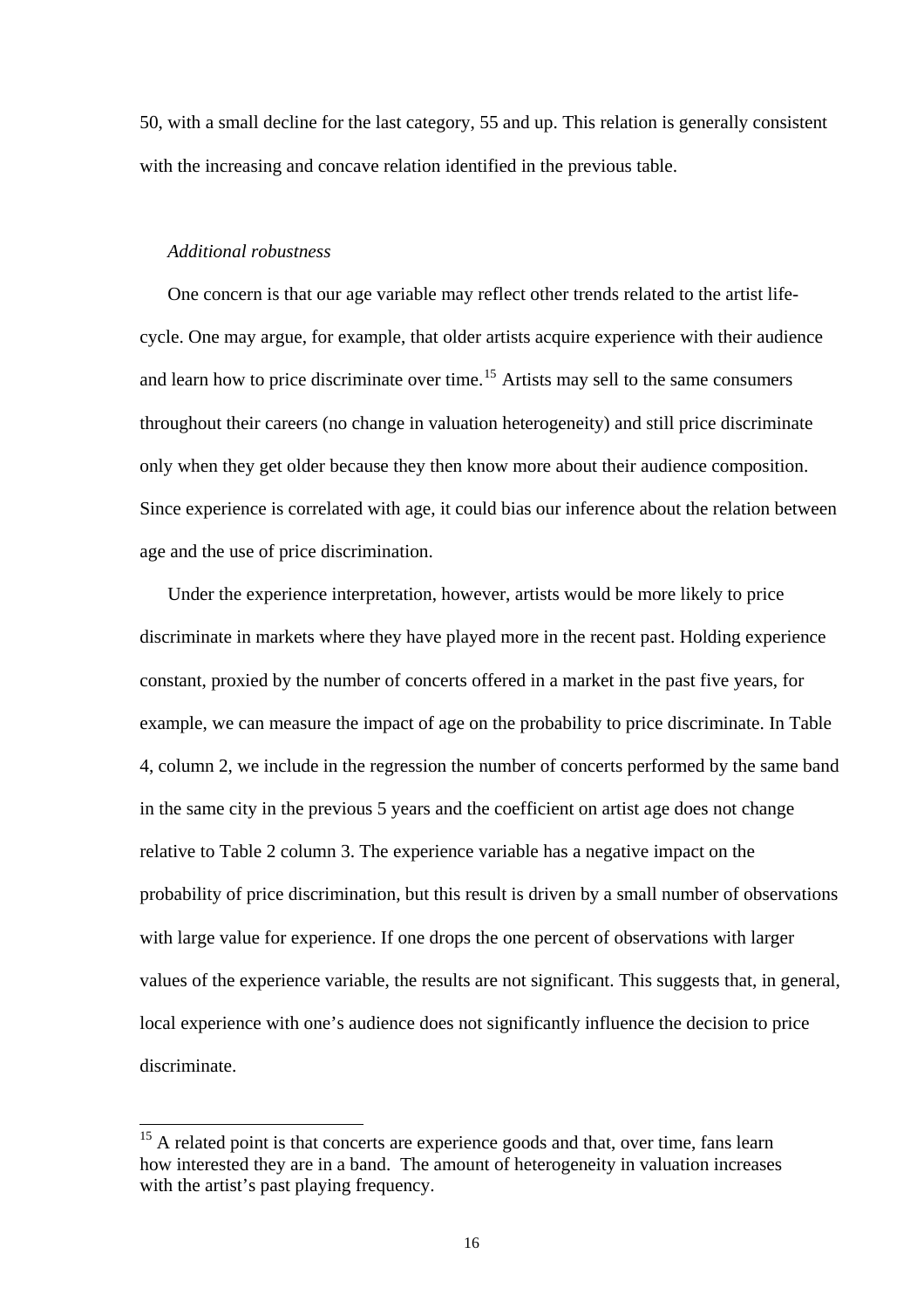50, with a small decline for the last category, 55 and up. This relation is generally consistent with the increasing and concave relation identified in the previous table.

*Additional robustness*

One concern is that our age variable may reflect other trends related to the artist life-cycle. One may argue, for example, that older artists acquire experience with their audience and learn how to price discriminate over time.[15] Artists may sell to the same consumers throughout their careers (no change in valuation heterogeneity) and still price discriminate only when they get older because they then know more about their audience composition. Since experience is correlated with age, it could bias our inference about the relation between age and the use of price discrimination.

Under the experience interpretation, however, artists would be more likely to price discriminate in markets where they have played more in the recent past. Holding experience constant, proxied by the number of concerts offered in a market in the past five years, for example, we can measure the impact of age on the probability to price discriminate. In Table 4, column 2, we include in the regression the number of concerts performed by the same band in the same city in the previous 5 years and the coefficient on artist age does not change relative to Table 2 column 3. The experience variable has a negative impact on the probability of price discrimination, but this result is driven by a small number of observations with large value for experience. If one drops the one percent of observations with larger values of the experience variable, the results are not significant. This suggests that, in general, local experience with one's audience does not significantly influence the decision to price discriminate.

[15] A related point is that concerts are experience goods and that, over time, fans learn how interested they are in a band. The amount of heterogeneity in valuation increases with the artist's past playing frequency.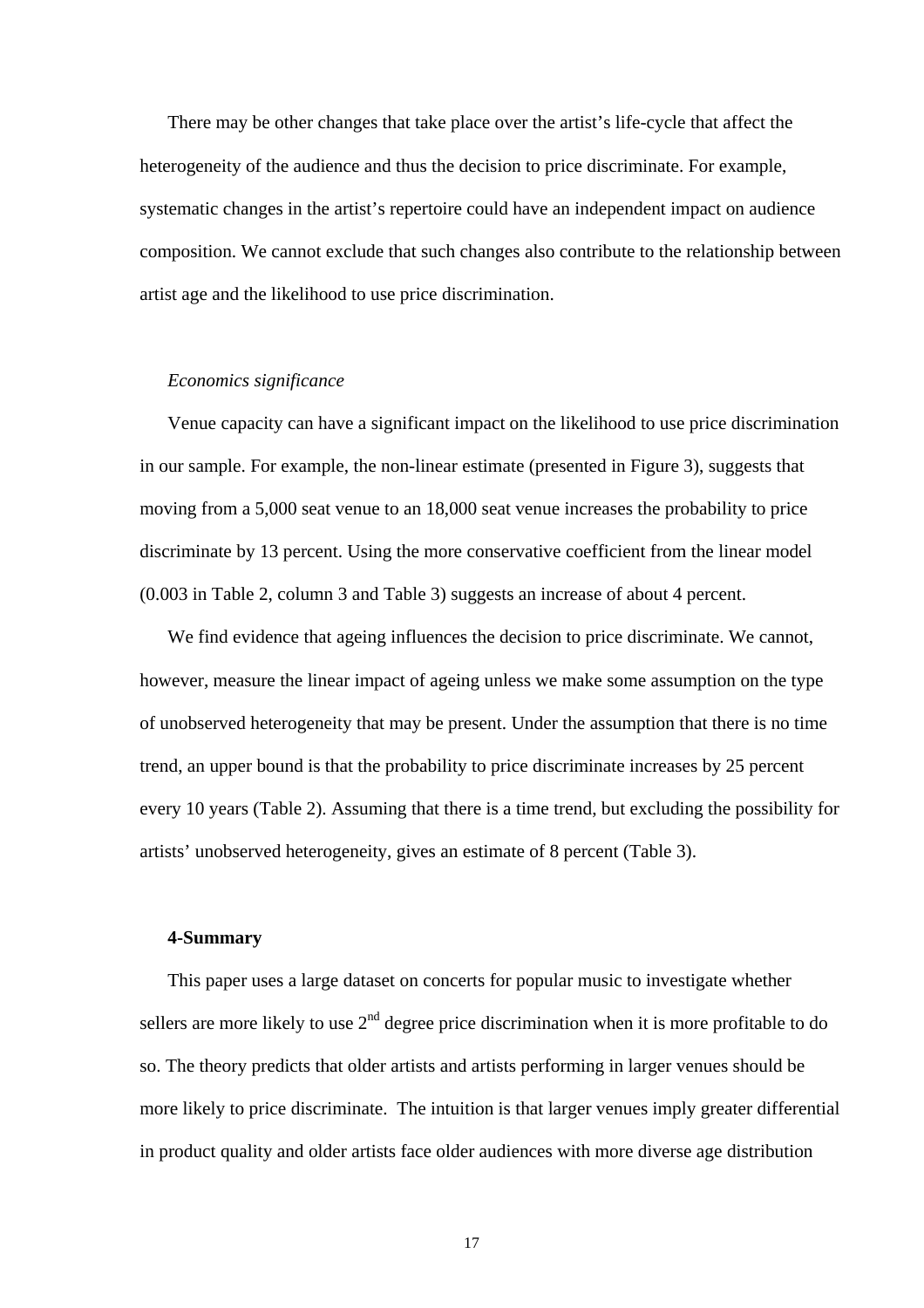There may be other changes that take place over the artist's life-cycle that affect the heterogeneity of the audience and thus the decision to price discriminate. For example, systematic changes in the artist's repertoire could have an independent impact on audience composition. We cannot exclude that such changes also contribute to the relationship between artist age and the likelihood to use price discrimination.

*Economics significance*

Venue capacity can have a significant impact on the likelihood to use price discrimination in our sample. For example, the non-linear estimate (presented in Figure 3), suggests that moving from a 5,000 seat venue to an 18,000 seat venue increases the probability to price discriminate by 13 percent. Using the more conservative coefficient from the linear model (0.003 in Table 2, column 3 and Table 3) suggests an increase of about 4 percent.

We find evidence that ageing influences the decision to price discriminate. We cannot, however, measure the linear impact of ageing unless we make some assumption on the type of unobserved heterogeneity that may be present. Under the assumption that there is no time trend, an upper bound is that the probability to price discriminate increases by 25 percent every 10 years (Table 2). Assuming that there is a time trend, but excluding the possibility for artists' unobserved heterogeneity, gives an estimate of 8 percent (Table 3).

## 4-Summary

This paper uses a large dataset on concerts for popular music to investigate whether sellers are more likely to use 2nd degree price discrimination when it is more profitable to do so. The theory predicts that older artists and artists performing in larger venues should be more likely to price discriminate. The intuition is that larger venues imply greater differential in product quality and older artists face older audiences with more diverse age distribution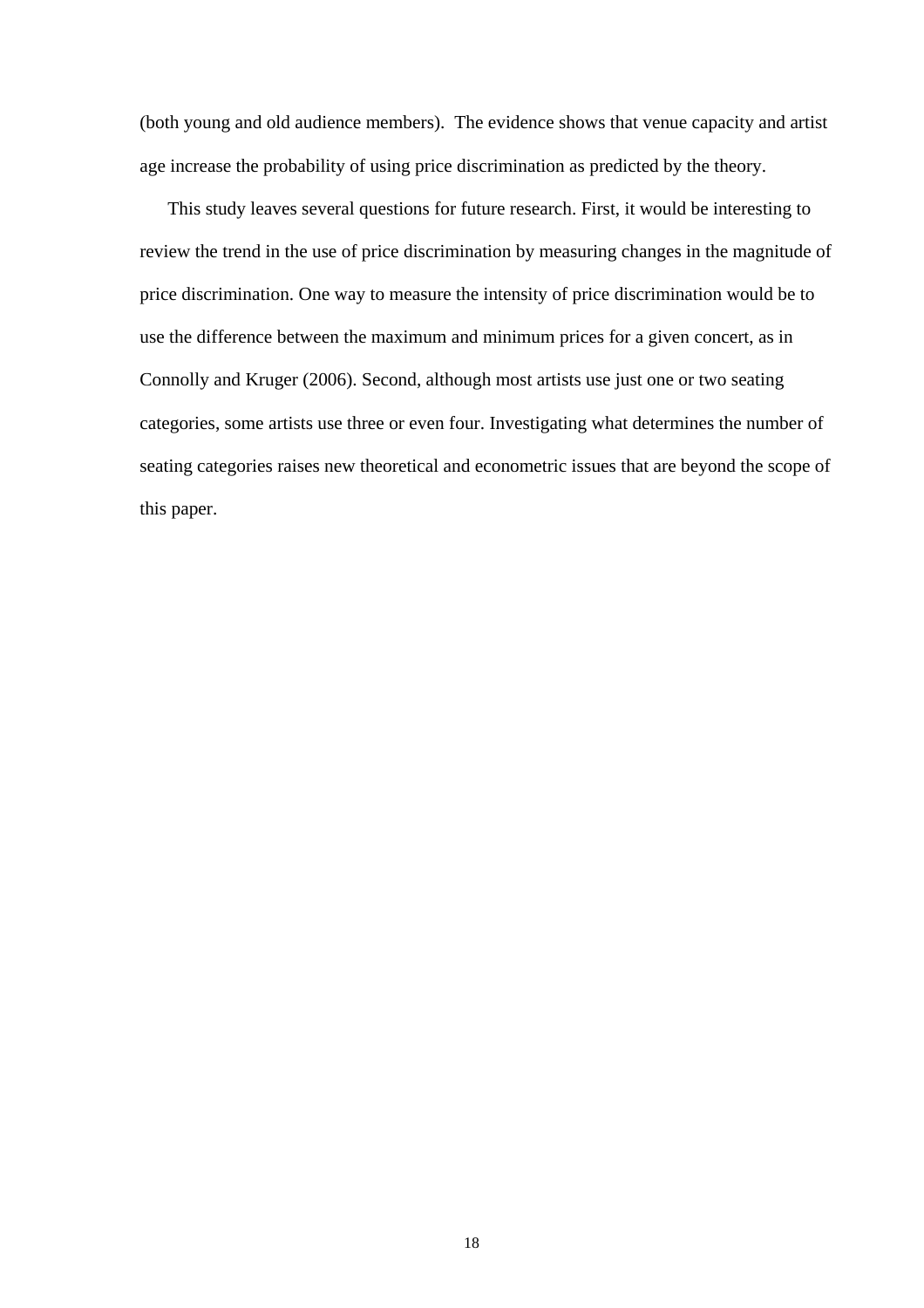(both young and old audience members). The evidence shows that venue capacity and artist age increase the probability of using price discrimination as predicted by the theory.

This study leaves several questions for future research. First, it would be interesting to review the trend in the use of price discrimination by measuring changes in the magnitude of price discrimination. One way to measure the intensity of price discrimination would be to use the difference between the maximum and minimum prices for a given concert, as in Connolly and Kruger (2006). Second, although most artists use just one or two seating categories, some artists use three or even four. Investigating what determines the number of seating categories raises new theoretical and econometric issues that are beyond the scope of this paper.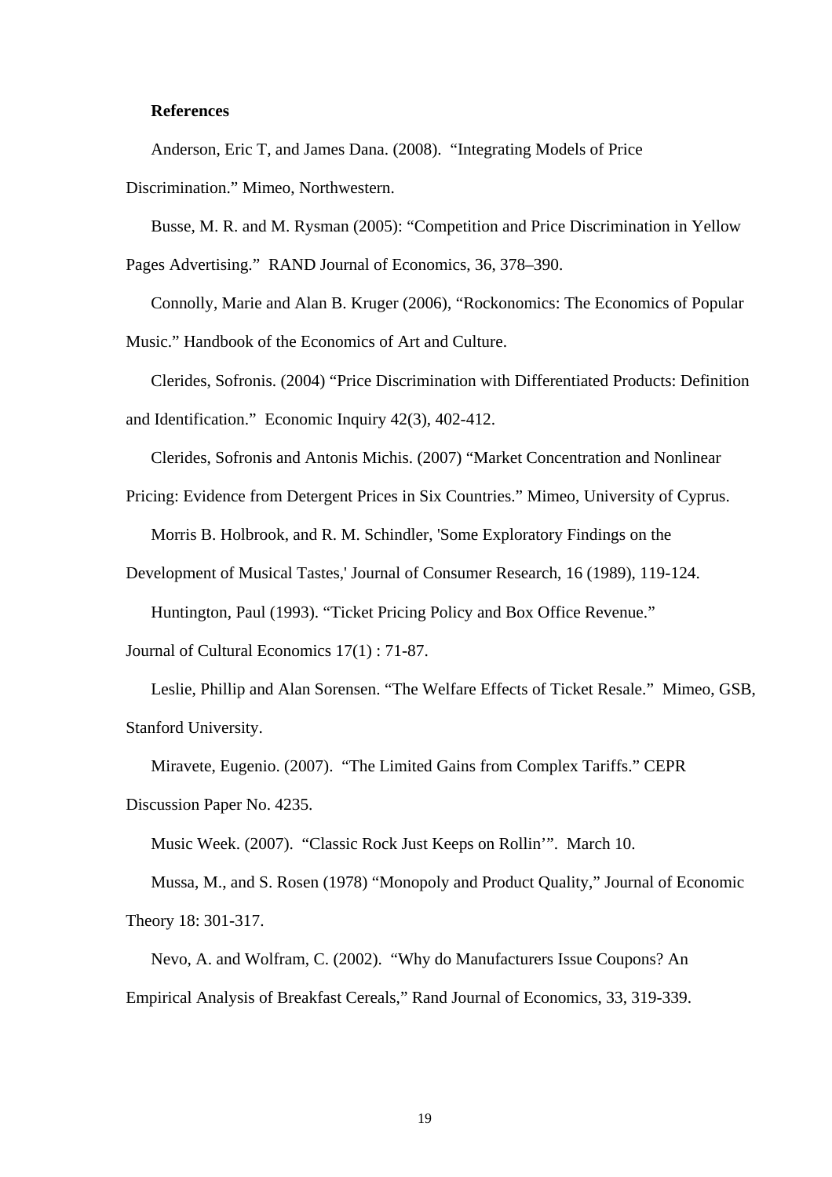**References**

Anderson, Eric T, and James Dana. (2008). "Integrating Models of Price Discrimination." Mimeo, Northwestern.

Busse, M. R. and M. Rysman (2005): "Competition and Price Discrimination in Yellow Pages Advertising." RAND Journal of Economics, 36, 378–390.

Connolly, Marie and Alan B. Kruger (2006), "Rockonomics: The Economics of Popular Music." Handbook of the Economics of Art and Culture.

Clerides, Sofronis. (2004) "Price Discrimination with Differentiated Products: Definition and Identification." Economic Inquiry 42(3), 402-412.

Clerides, Sofronis and Antonis Michis. (2007) "Market Concentration and Nonlinear Pricing: Evidence from Detergent Prices in Six Countries." Mimeo, University of Cyprus.

Morris B. Holbrook, and R. M. Schindler, 'Some Exploratory Findings on the Development of Musical Tastes,' Journal of Consumer Research, 16 (1989), 119-124.

Huntington, Paul (1993). "Ticket Pricing Policy and Box Office Revenue." Journal of Cultural Economics 17(1) : 71-87.

Leslie, Phillip and Alan Sorensen. "The Welfare Effects of Ticket Resale." Mimeo, GSB, Stanford University.

Miravete, Eugenio. (2007). "The Limited Gains from Complex Tariffs." CEPR Discussion Paper No. 4235.

Music Week. (2007). "Classic Rock Just Keeps on Rollin'". March 10.

Mussa, M., and S. Rosen (1978) "Monopoly and Product Quality," Journal of Economic Theory 18: 301-317.

Nevo, A. and Wolfram, C. (2002). "Why do Manufacturers Issue Coupons? An Empirical Analysis of Breakfast Cereals," Rand Journal of Economics, 33, 319-339.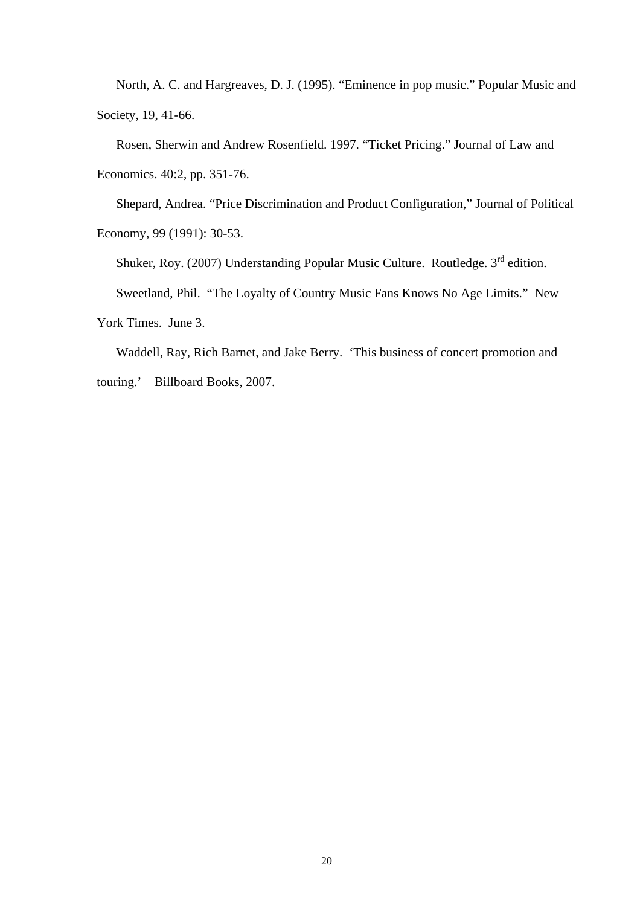North, A. C. and Hargreaves, D. J. (1995). "Eminence in pop music." Popular Music and Society, 19, 41-66.

Rosen, Sherwin and Andrew Rosenfield. 1997. "Ticket Pricing." Journal of Law and Economics. 40:2, pp. 351-76.

Shepard, Andrea. "Price Discrimination and Product Configuration," Journal of Political Economy, 99 (1991): 30-53.

Shuker, Roy. (2007) Understanding Popular Music Culture. Routledge. 3rd edition.

Sweetland, Phil. "The Loyalty of Country Music Fans Knows No Age Limits." New York Times. June 3.

Waddell, Ray, Rich Barnet, and Jake Berry. 'This business of concert promotion and touring.' Billboard Books, 2007.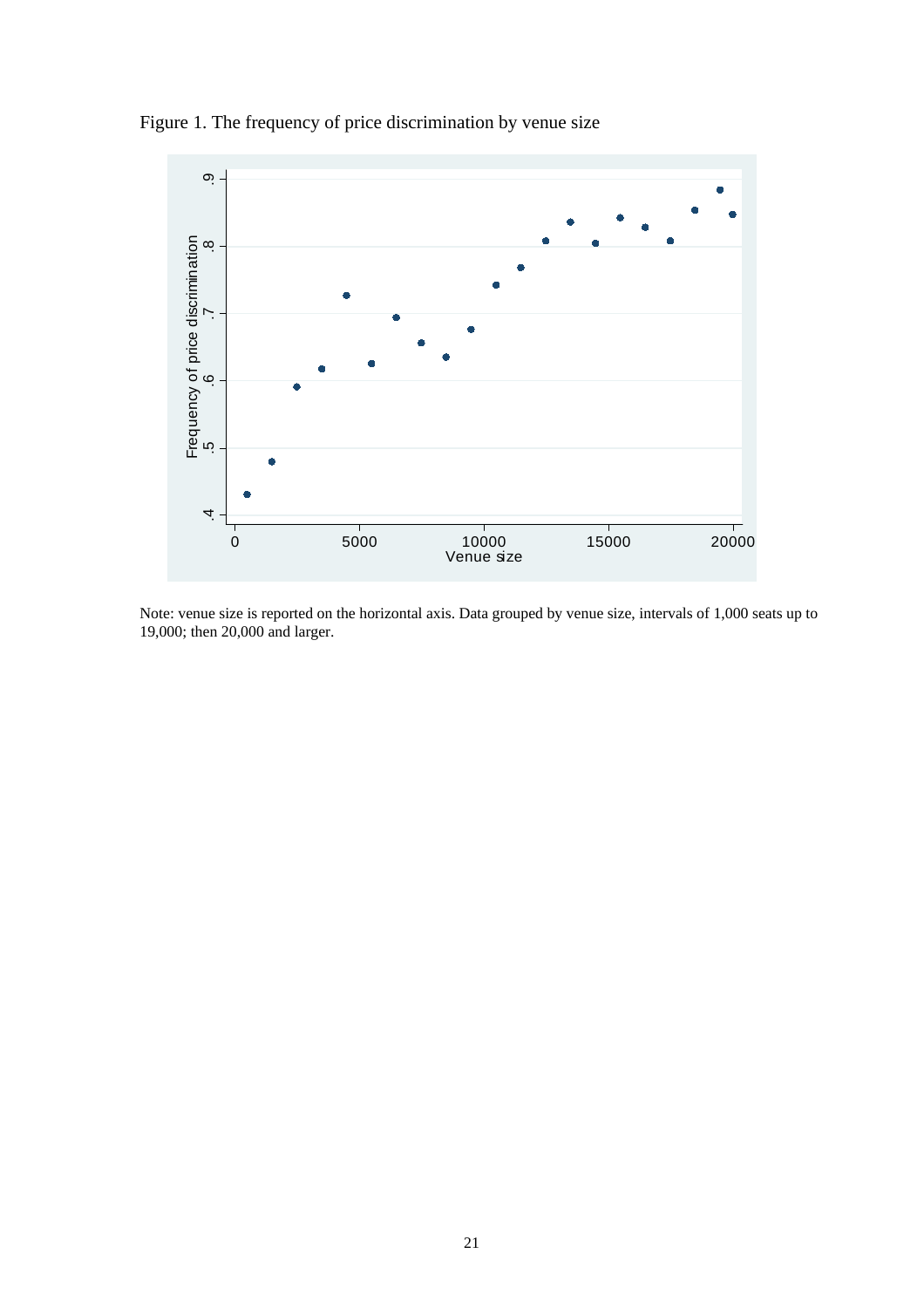Figure 1. The frequency of price discrimination by venue size

Note: venue size is reported on the horizontal axis. Data grouped by venue size, intervals of 1,000 seats up to 19,000; then 20,000 and larger.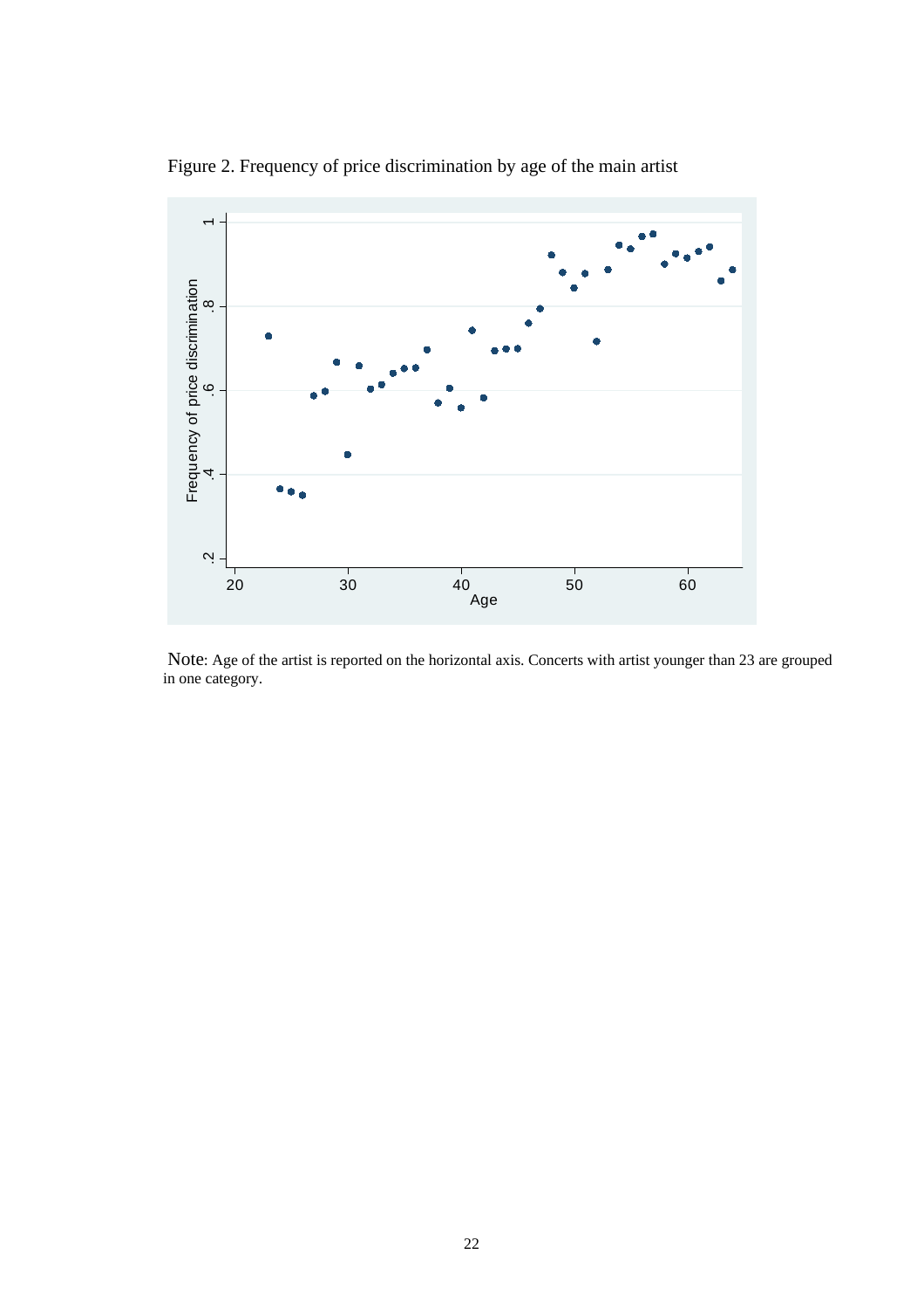Figure 2. Frequency of price discrimination by age of the main artist

Note: Age of the artist is reported on the horizontal axis. Concerts with artist younger than 23 are grouped in one category.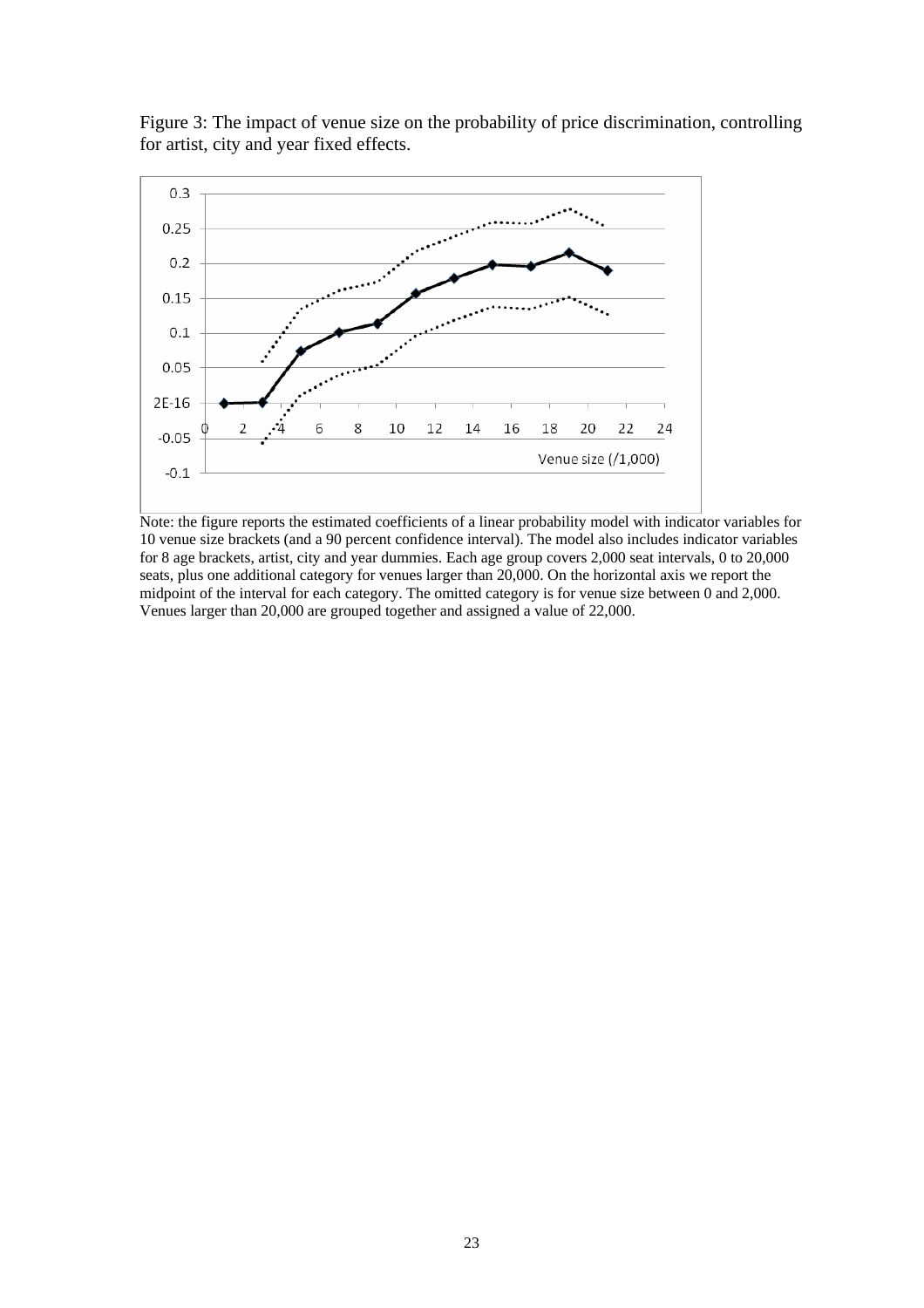Figure 3: The impact of venue size on the probability of price discrimination, controlling for artist, city and year fixed effects.

Note: the figure reports the estimated coefficients of a linear probability model with indicator variables for 10 venue size brackets (and a 90 percent confidence interval). The model also includes indicator variables for 8 age brackets, artist, city and year dummies. Each age group covers 2,000 seat intervals, 0 to 20,000 seats, plus one additional category for venues larger than 20,000. On the horizontal axis we report the midpoint of the interval for each category. The omitted category is for venue size between 0 and 2,000. Venues larger than 20,000 are grouped together and assigned a value of 22,000.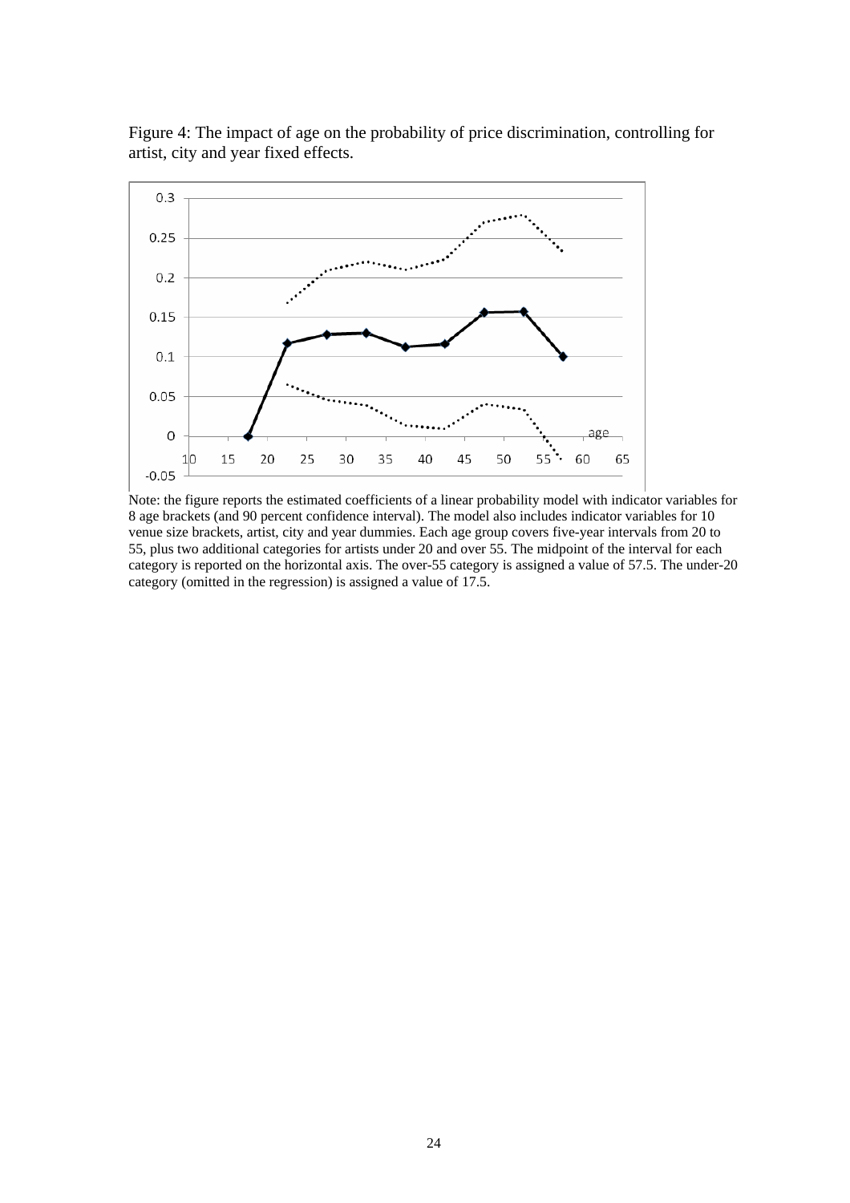Figure 4: The impact of age on the probability of price discrimination, controlling for artist, city and year fixed effects.

Note: the figure reports the estimated coefficients of a linear probability model with indicator variables for 8 age brackets (and 90 percent confidence interval). The model also includes indicator variables for 10 venue size brackets, artist, city and year dummies. Each age group covers five-year intervals from 20 to 55, plus two additional categories for artists under 20 and over 55. The midpoint of the interval for each category is reported on the horizontal axis. The over-55 category is assigned a value of 57.5. The under-20 category (omitted in the regression) is assigned a value of 17.5.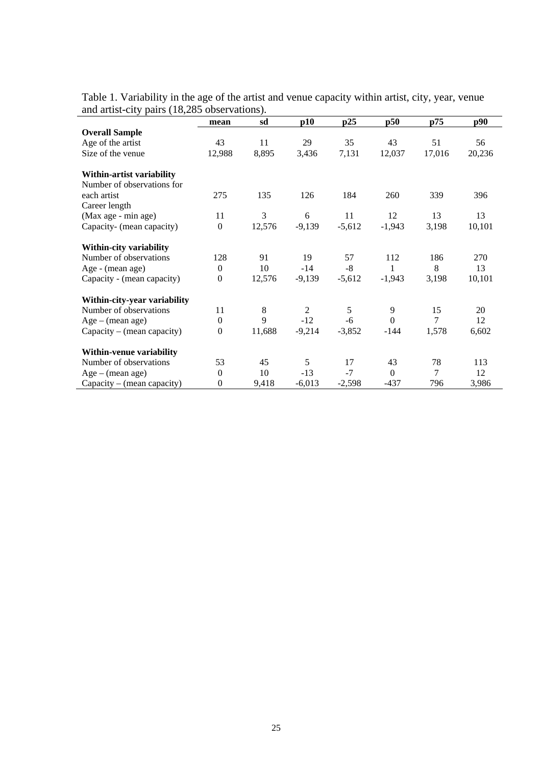Table 1. Variability in the age of the artist and venue capacity within artist, city, year, venue and artist-city pairs (18,285 observations).

| | mean | sd | p10 | p25 | p50 | p75 | p90 |
|---|---|---|---|---|---|---|---|
| **Overall Sample** | | | | | | | |
| Age of the artist | 43 | 11 | 29 | 35 | 43 | 51 | 56 |
| Size of the venue | 12,988 | 8,895 | 3,436 | 7,131 | 12,037 | 17,016 | 20,236 |
| **Within-artist variability** | | | | | | | |
| Number of observations for each artist | 275 | 135 | 126 | 184 | 260 | 339 | 396 |
| Career length (Max age - min age) | 11 | 3 | 6 | 11 | 12 | 13 | 13 |
| Capacity- (mean capacity) | 0 | 12,576 | -9,139 | -5,612 | -1,943 | 3,198 | 10,101 |
| **Within-city variability** | | | | | | | |
| Number of observations | 128 | 91 | 19 | 57 | 112 | 186 | 270 |
| Age - (mean age) | 0 | 10 | -14 | -8 | 1 | 8 | 13 |
| Capacity - (mean capacity) | 0 | 12,576 | -9,139 | -5,612 | -1,943 | 3,198 | 10,101 |
| **Within-city-year variability** | | | | | | | |
| Number of observations | 11 | 8 | 2 | 5 | 9 | 15 | 20 |
| Age – (mean age) | 0 | 9 | -12 | -6 | 0 | 7 | 12 |
| Capacity – (mean capacity) | 0 | 11,688 | -9,214 | -3,852 | -144 | 1,578 | 6,602 |
| **Within-venue variability** | | | | | | | |
| Number of observations | 53 | 45 | 5 | 17 | 43 | 78 | 113 |
| Age – (mean age) | 0 | 10 | -13 | -7 | 0 | 7 | 12 |
| Capacity – (mean capacity) | 0 | 9,418 | -6,013 | -2,598 | -437 | 796 | 3,986 |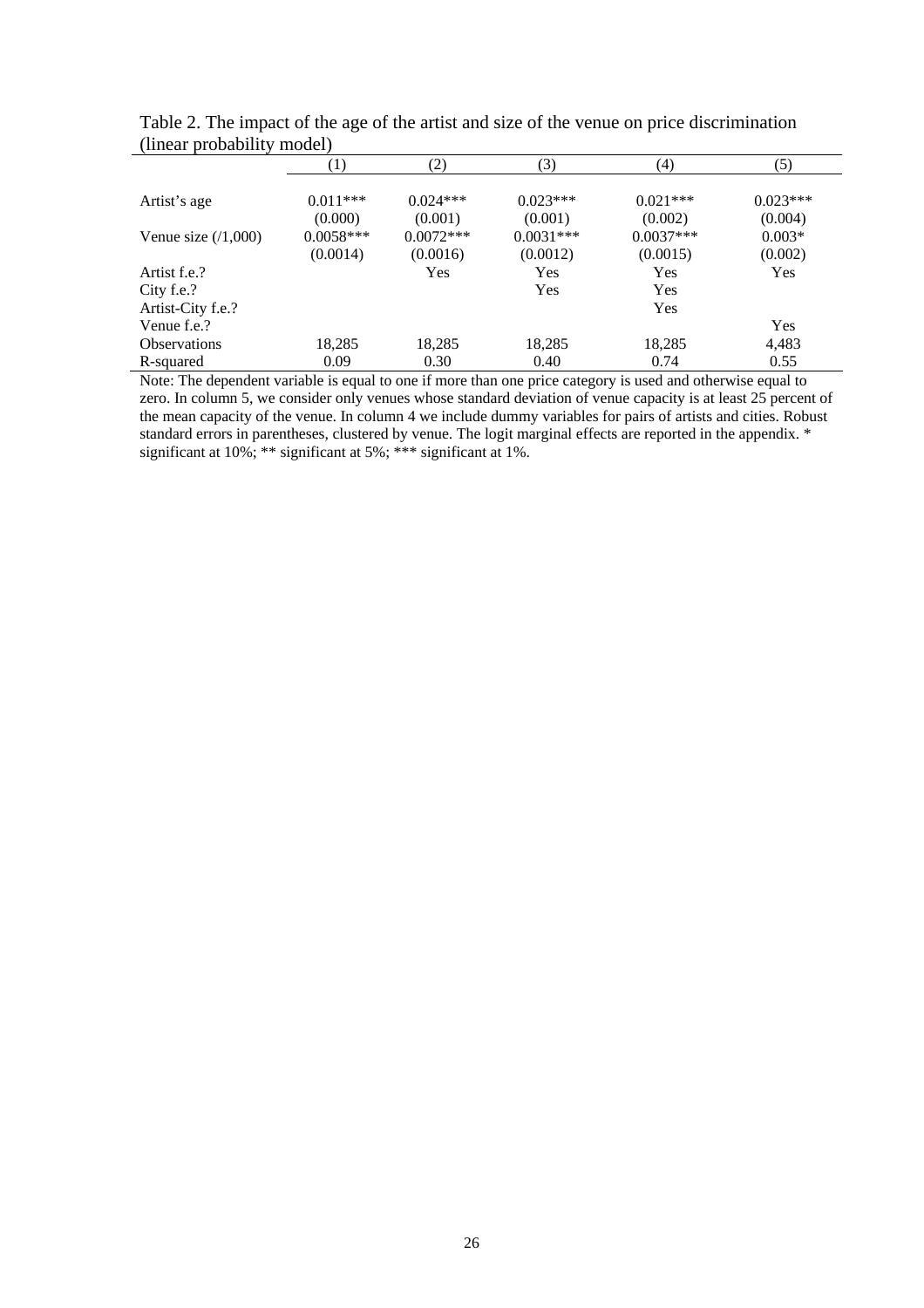Table 2. The impact of the age of the artist and size of the venue on price discrimination (linear probability model)

| | (1) | (2) | (3) | (4) | (5) |
|---|---|---|---|---|---|
| Artist's age | 0.011*** | 0.024*** | 0.023*** | 0.021*** | 0.023*** |
| | (0.000) | (0.001) | (0.001) | (0.002) | (0.004) |
| Venue size (/1,000) | 0.0058*** | 0.0072*** | 0.0031*** | 0.0037*** | 0.003* |
| | (0.0014) | (0.0016) | (0.0012) | (0.0015) | (0.002) |
| Artist f.e.? | | Yes | Yes | Yes | Yes |
| City f.e.? | | | Yes | Yes | |
| Artist-City f.e.? | | | | Yes | |
| Venue f.e.? | | | | | Yes |
| Observations | 18,285 | 18,285 | 18,285 | 18,285 | 4,483 |
| R-squared | 0.09 | 0.30 | 0.40 | 0.74 | 0.55 |

Note: The dependent variable is equal to one if more than one price category is used and otherwise equal to zero. In column 5, we consider only venues whose standard deviation of venue capacity is at least 25 percent of the mean capacity of the venue. In column 4 we include dummy variables for pairs of artists and cities. Robust standard errors in parentheses, clustered by venue. The logit marginal effects are reported in the appendix. * significant at 10%; ** significant at 5%; *** significant at 1%.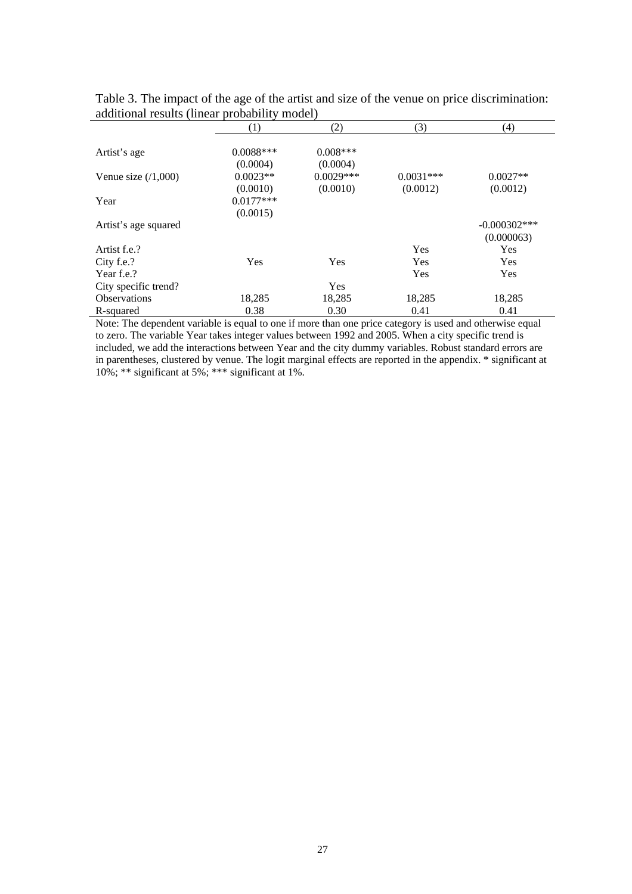Table 3. The impact of the age of the artist and size of the venue on price discrimination: additional results (linear probability model)

| | (1) | (2) | (3) | (4) |
|---|---|---|---|---|
| Artist's age | 0.0088*** | 0.008*** | | |
| | (0.0004) | (0.0004) | | |
| Venue size (/1,000) | 0.0023** | 0.0029*** | 0.0031*** | 0.0027** |
| | (0.0010) | (0.0010) | (0.0012) | (0.0012) |
| Year | 0.0177*** | | | |
| | (0.0015) | | | |
| Artist's age squared | | | | -0.000302*** |
| | | | | (0.000063) |
| Artist f.e.? | | | Yes | Yes |
| City f.e.? | Yes | Yes | Yes | Yes |
| Year f.e.? | | | Yes | Yes |
| City specific trend? | | Yes | | |
| Observations | 18,285 | 18,285 | 18,285 | 18,285 |
| R-squared | 0.38 | 0.30 | 0.41 | 0.41 |

Note: The dependent variable is equal to one if more than one price category is used and otherwise equal to zero. The variable Year takes integer values between 1992 and 2005. When a city specific trend is included, we add the interactions between Year and the city dummy variables. Robust standard errors are in parentheses, clustered by venue. The logit marginal effects are reported in the appendix. * significant at 10%; ** significant at 5%; *** significant at 1%.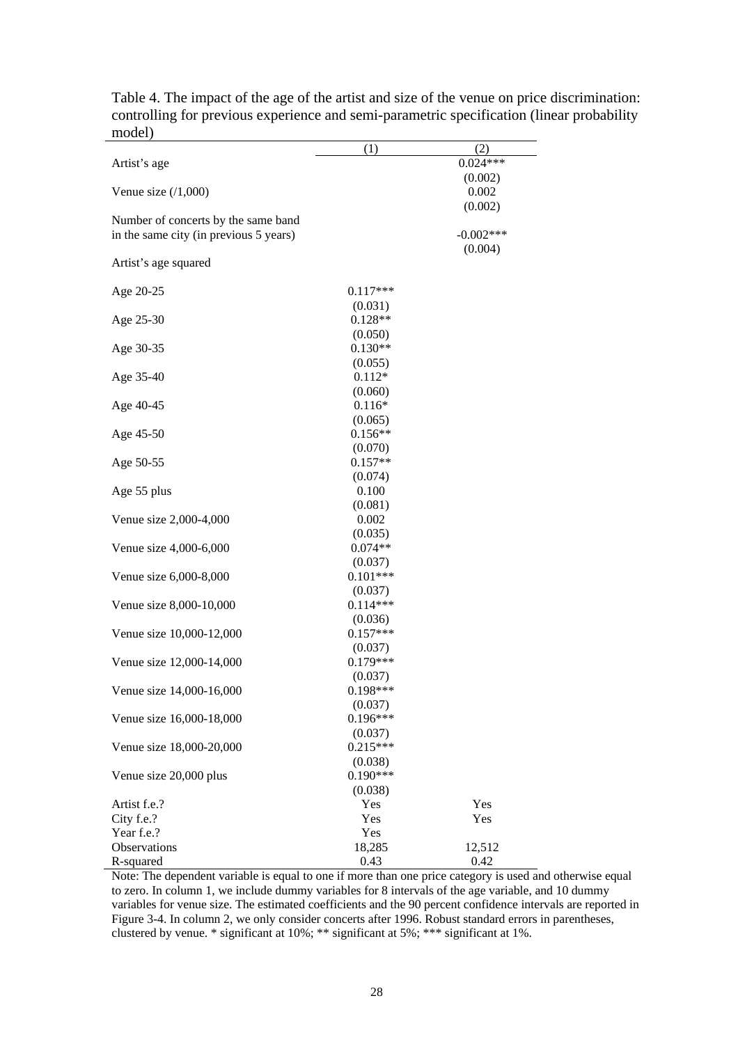Table 4. The impact of the age of the artist and size of the venue on price discrimination: controlling for previous experience and semi-parametric specification (linear probability model)

| | (1) | (2) |
|---|---|---|
| Artist's age | | 0.024*** |
| | | (0.002) |
| Venue size (/1,000) | | 0.002 |
| | | (0.002) |
| Number of concerts by the same band in the same city (in previous 5 years) | | -0.002*** |
| | | (0.004) |
| Artist's age squared | | |
| Age 20-25 | 0.117*** | |
| | (0.031) | |
| Age 25-30 | 0.128** | |
| | (0.050) | |
| Age 30-35 | 0.130** | |
| | (0.055) | |
| Age 35-40 | 0.112* | |
| | (0.060) | |
| Age 40-45 | 0.116* | |
| | (0.065) | |
| Age 45-50 | 0.156** | |
| | (0.070) | |
| Age 50-55 | 0.157** | |
| | (0.074) | |
| Age 55 plus | 0.100 | |
| | (0.081) | |
| Venue size 2,000-4,000 | 0.002 | |
| | (0.035) | |
| Venue size 4,000-6,000 | 0.074** | |
| | (0.037) | |
| Venue size 6,000-8,000 | 0.101*** | |
| | (0.037) | |
| Venue size 8,000-10,000 | 0.114*** | |
| | (0.036) | |
| Venue size 10,000-12,000 | 0.157*** | |
| | (0.037) | |
| Venue size 12,000-14,000 | 0.179*** | |
| | (0.037) | |
| Venue size 14,000-16,000 | 0.198*** | |
| | (0.037) | |
| Venue size 16,000-18,000 | 0.196*** | |
| | (0.037) | |
| Venue size 18,000-20,000 | 0.215*** | |
| | (0.038) | |
| Venue size 20,000 plus | 0.190*** | |
| | (0.038) | |
| Artist f.e.? | Yes | Yes |
| City f.e.? | Yes | Yes |
| Year f.e.? | Yes | |
| Observations | 18,285 | 12,512 |
| R-squared | 0.43 | 0.42 |

Note: The dependent variable is equal to one if more than one price category is used and otherwise equal to zero. In column 1, we include dummy variables for 8 intervals of the age variable, and 10 dummy variables for venue size. The estimated coefficients and the 90 percent confidence intervals are reported in Figure 3-4. In column 2, we only consider concerts after 1996. Robust standard errors in parentheses, clustered by venue. * significant at 10%; ** significant at 5%; *** significant at 1%.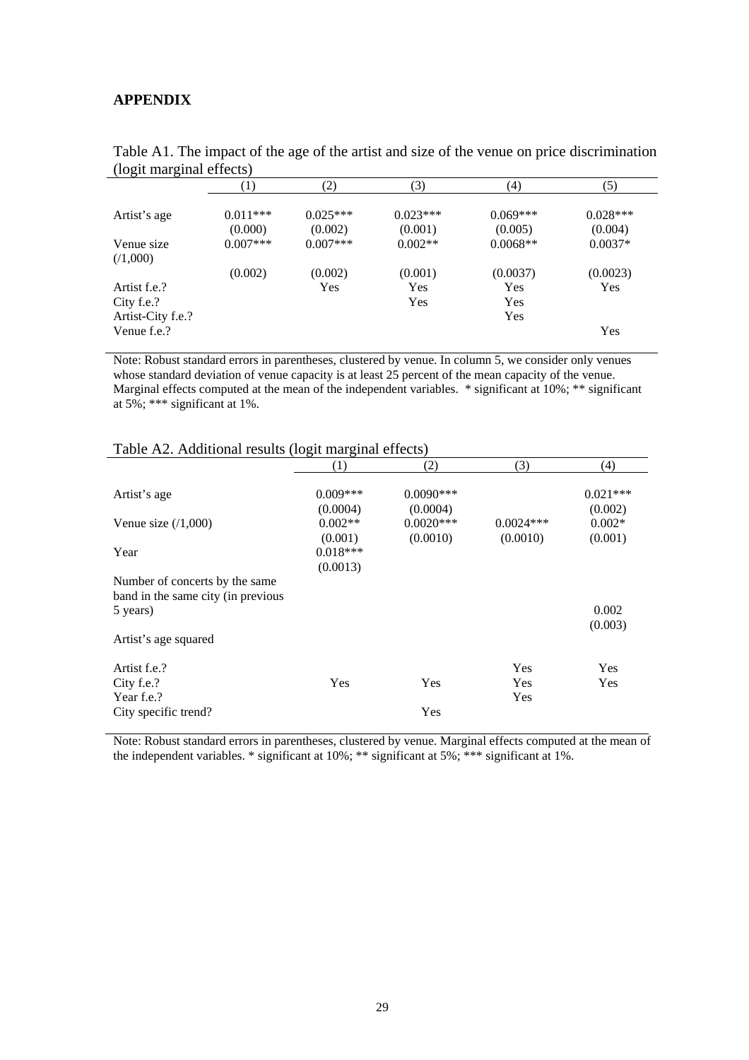## APPENDIX

Table A1. The impact of the age of the artist and size of the venue on price discrimination (logit marginal effects)

| | (1) | (2) | (3) | (4) | (5) |
|---|---|---|---|---|---|
| Artist's age | 0.011*** | 0.025*** | 0.023*** | 0.069*** | 0.028*** |
| | (0.000) | (0.002) | (0.001) | (0.005) | (0.004) |
| Venue size (/1,000) | 0.007*** | 0.007*** | 0.002** | 0.0068** | 0.0037* |
| | (0.002) | (0.002) | (0.001) | (0.0037) | (0.0023) |
| Artist f.e.? | | Yes | Yes | Yes | Yes |
| City f.e.? | | | Yes | Yes | |
| Artist-City f.e.? | | | | Yes | |
| Venue f.e.? | | | | | Yes |

Note: Robust standard errors in parentheses, clustered by venue. In column 5, we consider only venues whose standard deviation of venue capacity is at least 25 percent of the mean capacity of the venue. Marginal effects computed at the mean of the independent variables. * significant at 10%; ** significant at 5%; *** significant at 1%.

Table A2. Additional results (logit marginal effects)

| | (1) | (2) | (3) | (4) |
|---|---|---|---|---|
| Artist's age | 0.009*** | 0.0090*** | | 0.021*** |
| | (0.0004) | (0.0004) | | (0.002) |
| Venue size (/1,000) | 0.002** | 0.0020*** | 0.0024*** | 0.002* |
| | (0.001) | (0.0010) | (0.0010) | (0.001) |
| Year | 0.018*** | | | |
| | (0.0013) | | | |
| Number of concerts by the same band in the same city (in previous 5 years) | | | | 0.002 |
| | | | | (0.003) |
| Artist's age squared | | | | |
| Artist f.e.? | | | Yes | Yes |
| City f.e.? | Yes | Yes | Yes | Yes |
| Year f.e.? | | | Yes | |
| City specific trend? | | Yes | | |

Note: Robust standard errors in parentheses, clustered by venue. Marginal effects computed at the mean of the independent variables. * significant at 10%; ** significant at 5%; *** significant at 1%.